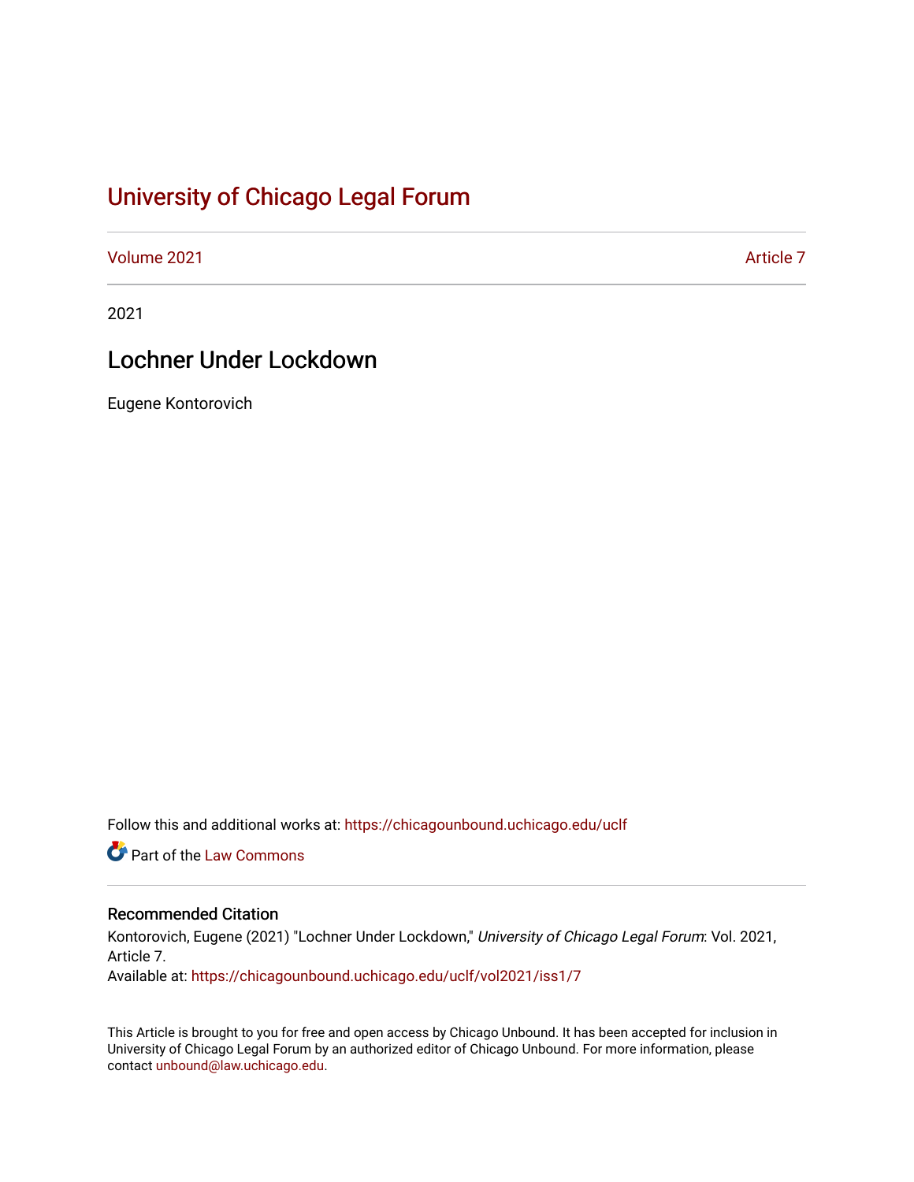# University of Chicago Legal Forum

Volume 2021 | Article 7

2021

## Lochner Under Lockdown

Eugene Kontorovich

Follow this and additional works at: https://chicagounbound.uchicago.edu/uclf

Part of the Law Commons

### Recommended Citation

Kontorovich, Eugene (2021) "Lochner Under Lockdown," *University of Chicago Legal Forum*: Vol. 2021, Article 7.

Available at: https://chicagounbound.uchicago.edu/uclf/vol2021/iss1/7

This Article is brought to you for free and open access by Chicago Unbound. It has been accepted for inclusion in University of Chicago Legal Forum by an authorized editor of Chicago Unbound. For more information, please contact unbound@law.uchicago.edu.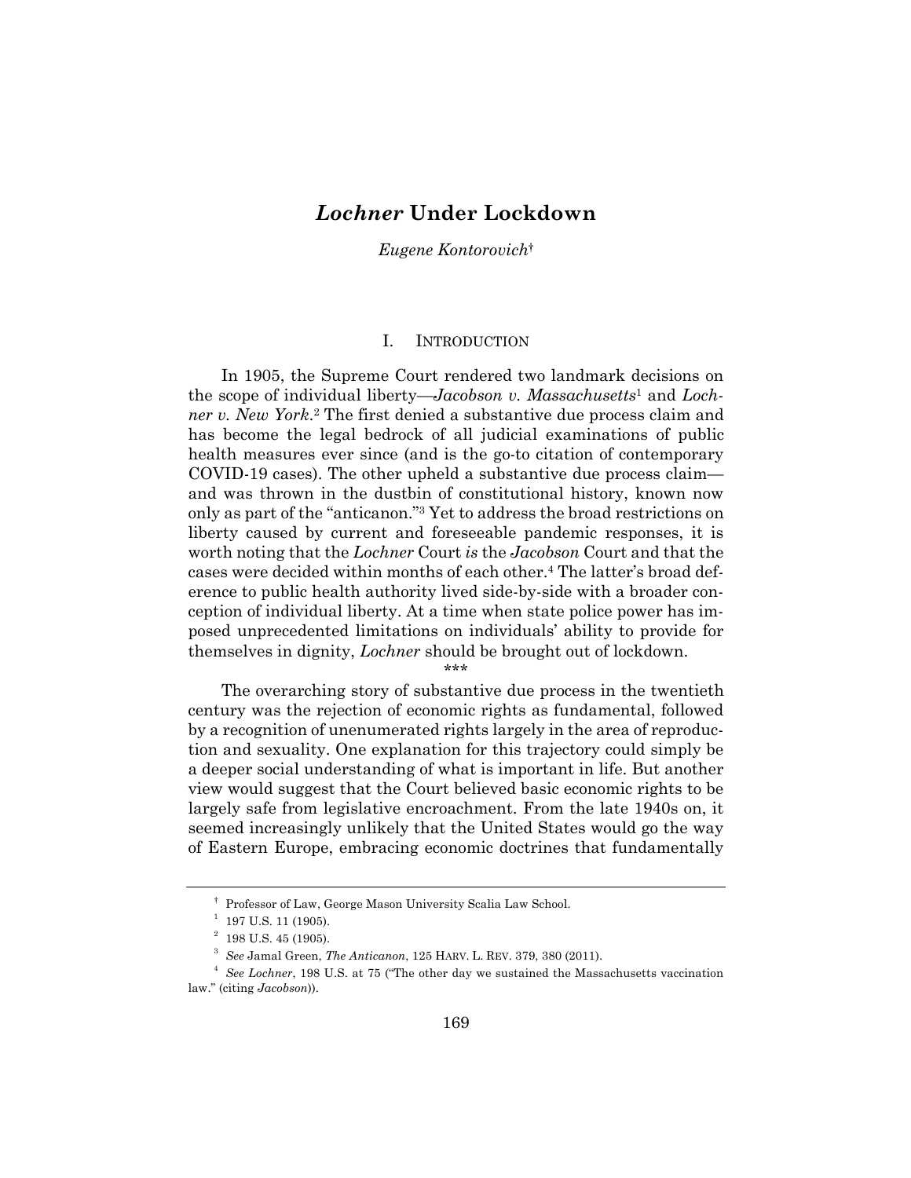# *Lochner* Under Lockdown

*Eugene Kontorovich*†

## I. INTRODUCTION

In 1905, the Supreme Court rendered two landmark decisions on the scope of individual liberty—*Jacobson v. Massachusetts*[1] and *Lochner v. New York*.[2] The first denied a substantive due process claim and has become the legal bedrock of all judicial examinations of public health measures ever since (and is the go-to citation of contemporary COVID-19 cases). The other upheld a substantive due process claim—and was thrown in the dustbin of constitutional history, known now only as part of the "anticanon."[3] Yet to address the broad restrictions on liberty caused by current and foreseeable pandemic responses, it is worth noting that the *Lochner* Court *is* the *Jacobson* Court and that the cases were decided within months of each other.[4] The latter's broad deference to public health authority lived side-by-side with a broader conception of individual liberty. At a time when state police power has imposed unprecedented limitations on individuals' ability to provide for themselves in dignity, *Lochner* should be brought out of lockdown.

\*\*\*

The overarching story of substantive due process in the twentieth century was the rejection of economic rights as fundamental, followed by a recognition of unenumerated rights largely in the area of reproduction and sexuality. One explanation for this trajectory could simply be a deeper social understanding of what is important in life. But another view would suggest that the Court believed basic economic rights to be largely safe from legislative encroachment. From the late 1940s on, it seemed increasingly unlikely that the United States would go the way of Eastern Europe, embracing economic doctrines that fundamentally

---

† Professor of Law, George Mason University Scalia Law School.

1 197 U.S. 11 (1905).

2 198 U.S. 45 (1905).

3 *See* Jamal Green, *The Anticanon*, 125 HARV. L. REV. 379, 380 (2011).

4 *See Lochner*, 198 U.S. at 75 ("The other day we sustained the Massachusetts vaccination law." (citing *Jacobson*)).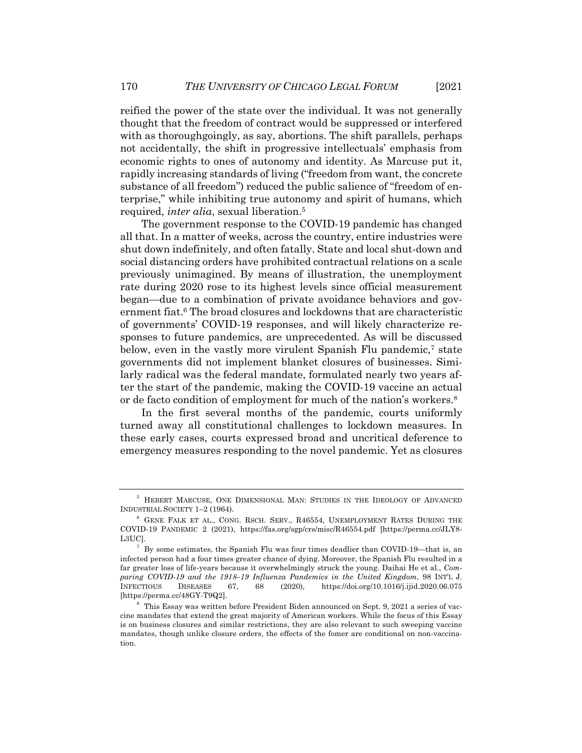reified the power of the state over the individual. It was not generally thought that the freedom of contract would be suppressed or interfered with as thoroughgoingly, as say, abortions. The shift parallels, perhaps not accidentally, the shift in progressive intellectuals' emphasis from economic rights to ones of autonomy and identity. As Marcuse put it, rapidly increasing standards of living ("freedom from want, the concrete substance of all freedom") reduced the public salience of "freedom of enterprise," while inhibiting true autonomy and spirit of humans, which required, *inter alia*, sexual liberation.[5]

The government response to the COVID-19 pandemic has changed all that. In a matter of weeks, across the country, entire industries were shut down indefinitely, and often fatally. State and local shut-down and social distancing orders have prohibited contractual relations on a scale previously unimagined. By means of illustration, the unemployment rate during 2020 rose to its highest levels since official measurement began—due to a combination of private avoidance behaviors and government fiat.[6] The broad closures and lockdowns that are characteristic of governments' COVID-19 responses, and will likely characterize responses to future pandemics, are unprecedented. As will be discussed below, even in the vastly more virulent Spanish Flu pandemic,[7] state governments did not implement blanket closures of businesses. Similarly radical was the federal mandate, formulated nearly two years after the start of the pandemic, making the COVID-19 vaccine an actual or de facto condition of employment for much of the nation's workers.[8]

In the first several months of the pandemic, courts uniformly turned away all constitutional challenges to lockdown measures. In these early cases, courts expressed broad and uncritical deference to emergency measures responding to the novel pandemic. Yet as closures

---

[5] HEBERT MARCUSE, ONE DIMENSIONAL MAN: STUDIES IN THE IDEOLOGY OF ADVANCED INDUSTRIAL SOCIETY 1–2 (1964).

[6] GENE FALK ET AL., CONG. RSCH. SERV., R46554, UNEMPLOYMENT RATES DURING THE COVID-19 PANDEMIC 2 (2021), https://fas.org/sgp/crs/misc/R46554.pdf [https://perma.cc/JLY8-L3UC].

[7] By some estimates, the Spanish Flu was four times deadlier than COVID-19—that is, an infected person had a four times greater chance of dying. Moreover, the Spanish Flu resulted in a far greater loss of life-years because it overwhelmingly struck the young. Daihai He et al., *Comparing COVID-19 and the 1918–19 Influenza Pandemics in the United Kingdom*, 98 INT'L J. INFECTIOUS DISEASES 67, 68 (2020), https://doi.org/10.1016/j.ijid.2020.06.075 [https://perma.cc/48GY-T9Q2].

[8] This Essay was written before President Biden announced on Sept. 9, 2021 a series of vaccine mandates that extend the great majority of American workers. While the focus of this Essay is on business closures and similar restrictions, they are also relevant to such sweeping vaccine mandates, though unlike closure orders, the effects of the fomer are conditional on non-vaccination.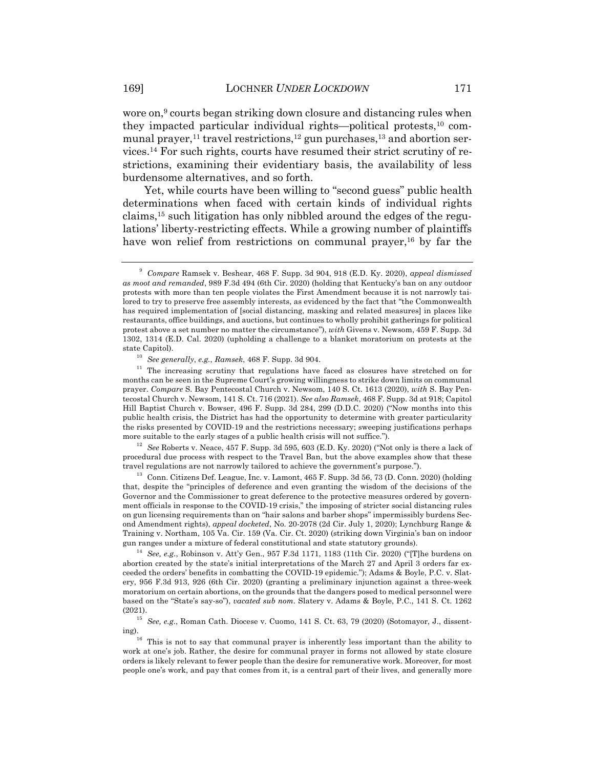wore on,[9] courts began striking down closure and distancing rules when they impacted particular individual rights—political protests,[10] communal prayer,[11] travel restrictions,[12] gun purchases,[13] and abortion services.[14] For such rights, courts have resumed their strict scrutiny of restrictions, examining their evidentiary basis, the availability of less burdensome alternatives, and so forth.

Yet, while courts have been willing to "second guess" public health determinations when faced with certain kinds of individual rights claims,[15] such litigation has only nibbled around the edges of the regulations' liberty-restricting effects. While a growing number of plaintiffs have won relief from restrictions on communal prayer,[16] by far the

---

[9] *Compare* Ramsek v. Beshear, 468 F. Supp. 3d 904, 918 (E.D. Ky. 2020), *appeal dismissed as moot and remanded*, 989 F.3d 494 (6th Cir. 2020) (holding that Kentucky's ban on any outdoor protests with more than ten people violates the First Amendment because it is not narrowly tailored to try to preserve free assembly interests, as evidenced by the fact that "the Commonwealth has required implementation of [social distancing, masking and related measures] in places like restaurants, office buildings, and auctions, but continues to wholly prohibit gatherings for political protest above a set number no matter the circumstance"), *with* Givens v. Newsom, 459 F. Supp. 3d 1302, 1314 (E.D. Cal. 2020) (upholding a challenge to a blanket moratorium on protests at the state Capitol).

[10] *See generally*, *e.g.*, *Ramsek*, 468 F. Supp. 3d 904.

[11] The increasing scrutiny that regulations have faced as closures have stretched on for months can be seen in the Supreme Court's growing willingness to strike down limits on communal prayer. *Compare* S. Bay Pentecostal Church v. Newsom, 140 S. Ct. 1613 (2020), *with* S. Bay Pentecostal Church v. Newsom, 141 S. Ct. 716 (2021). *See also Ramsek*, 468 F. Supp. 3d at 918; Capitol Hill Baptist Church v. Bowser, 496 F. Supp. 3d 284, 299 (D.D.C. 2020) ("Now months into this public health crisis, the District has had the opportunity to determine with greater particularity the risks presented by COVID-19 and the restrictions necessary; sweeping justifications perhaps more suitable to the early stages of a public health crisis will not suffice.").

[12] *See* Roberts v. Neace, 457 F. Supp. 3d 595, 603 (E.D. Ky. 2020) ("Not only is there a lack of procedural due process with respect to the Travel Ban, but the above examples show that these travel regulations are not narrowly tailored to achieve the government's purpose.").

[13] Conn. Citizens Def. League, Inc. v. Lamont, 465 F. Supp. 3d 56, 73 (D. Conn. 2020) (holding that, despite the "principles of deference and even granting the wisdom of the decisions of the Governor and the Commissioner to great deference to the protective measures ordered by government officials in response to the COVID-19 crisis," the imposing of stricter social distancing rules on gun licensing requirements than on "hair salons and barber shops" impermissibly burdens Second Amendment rights), *appeal docketed*, No. 20-2078 (2d Cir. July 1, 2020); Lynchburg Range & Training v. Northam, 105 Va. Cir. 159 (Va. Cir. Ct. 2020) (striking down Virginia's ban on indoor gun ranges under a mixture of federal constitutional and state statutory grounds).

[14] *See, e.g.*, Robinson v. Att'y Gen., 957 F.3d 1171, 1183 (11th Cir. 2020) ("[T]he burdens on abortion created by the state's initial interpretations of the March 27 and April 3 orders far exceeded the orders' benefits in combatting the COVID-19 epidemic."); Adams & Boyle, P.C. v. Slatery, 956 F.3d 913, 926 (6th Cir. 2020) (granting a preliminary injunction against a three-week moratorium on certain abortions, on the grounds that the dangers posed to medical personnel were based on the "State's say-so"), *vacated sub nom*. Slatery v. Adams & Boyle, P.C., 141 S. Ct. 1262 (2021).

[15] *See, e.g.*, Roman Cath. Diocese v. Cuomo, 141 S. Ct. 63, 79 (2020) (Sotomayor, J., dissenting).

[16] This is not to say that communal prayer is inherently less important than the ability to work at one's job. Rather, the desire for communal prayer in forms not allowed by state closure orders is likely relevant to fewer people than the desire for remunerative work. Moreover, for most people one's work, and pay that comes from it, is a central part of their lives, and generally more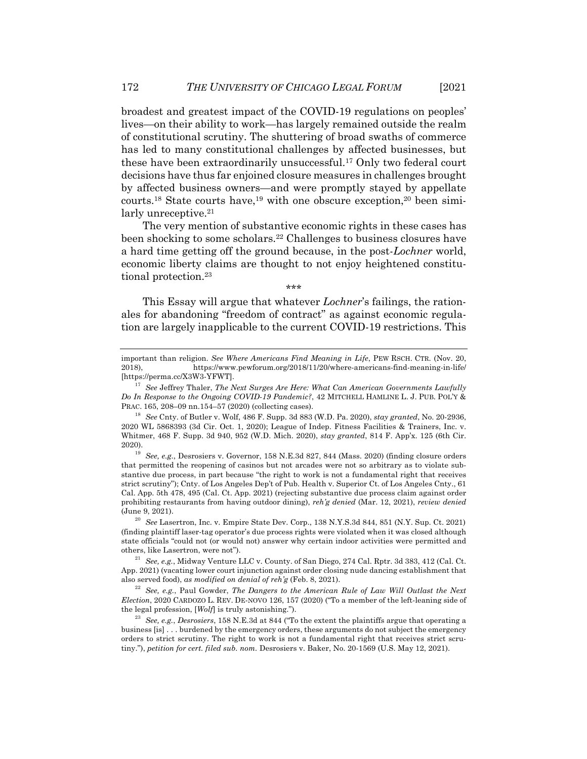broadest and greatest impact of the COVID-19 regulations on peoples' lives—on their ability to work—has largely remained outside the realm of constitutional scrutiny. The shuttering of broad swaths of commerce has led to many constitutional challenges by affected businesses, but these have been extraordinarily unsuccessful.[17] Only two federal court decisions have thus far enjoined closure measures in challenges brought by affected business owners—and were promptly stayed by appellate courts.[18] State courts have,[19] with one obscure exception,[20] been similarly unreceptive.[21]

The very mention of substantive economic rights in these cases has been shocking to some scholars.[22] Challenges to business closures have a hard time getting off the ground because, in the post-*Lochner* world, economic liberty claims are thought to not enjoy heightened constitutional protection.[23]

\*\*\*

This Essay will argue that whatever *Lochner*'s failings, the rationales for abandoning "freedom of contract" as against economic regulation are largely inapplicable to the current COVID-19 restrictions. This

---

important than religion. *See Where Americans Find Meaning in Life*, PEW RSCH. CTR. (Nov. 20, 2018), https://www.pewforum.org/2018/11/20/where-americans-find-meaning-in-life/ [https://perma.cc/X3W3-YFWT].

[17] *See* Jeffrey Thaler, *The Next Surges Are Here: What Can American Governments Lawfully Do In Response to the Ongoing COVID-19 Pandemic?*, 42 MITCHELL HAMLINE L. J. PUB. POL'Y & PRAC. 165, 208–09 nn.154–57 (2020) (collecting cases).

[18] *See* Cnty. of Butler v. Wolf, 486 F. Supp. 3d 883 (W.D. Pa. 2020), *stay granted*, No. 20-2936, 2020 WL 5868393 (3d Cir. Oct. 1, 2020); League of Indep. Fitness Facilities & Trainers, Inc. v. Whitmer, 468 F. Supp. 3d 940, 952 (W.D. Mich. 2020), *stay granted*, 814 F. App'x. 125 (6th Cir. 2020).

[19] *See, e.g.*, Desrosiers v. Governor, 158 N.E.3d 827, 844 (Mass. 2020) (finding closure orders that permitted the reopening of casinos but not arcades were not so arbitrary as to violate substantive due process, in part because "the right to work is not a fundamental right that receives strict scrutiny"); Cnty. of Los Angeles Dep't of Pub. Health v. Superior Ct. of Los Angeles Cnty., 61 Cal. App. 5th 478, 495 (Cal. Ct. App. 2021) (rejecting substantive due process claim against order prohibiting restaurants from having outdoor dining), *reh'g denied* (Mar. 12, 2021), *review denied* (June 9, 2021).

[20] *See* Lasertron, Inc. v. Empire State Dev. Corp., 138 N.Y.S.3d 844, 851 (N.Y. Sup. Ct. 2021) (finding plaintiff laser-tag operator's due process rights were violated when it was closed although state officials "could not (or would not) answer why certain indoor activities were permitted and others, like Lasertron, were not").

[21] *See, e.g.*, Midway Venture LLC v. County. of San Diego, 274 Cal. Rptr. 3d 383, 412 (Cal. Ct. App. 2021) (vacating lower court injunction against order closing nude dancing establishment that also served food), *as modified on denial of reh'g* (Feb. 8, 2021).

[22] *See, e.g.*, Paul Gowder, *The Dangers to the American Rule of Law Will Outlast the Next Election*, 2020 CARDOZO L. REV. DE-NOVO 126, 157 (2020) ("To a member of the left-leaning side of the legal profession, [*Wolf*] is truly astonishing.").

[23] *See, e.g.*, *Desrosiers*, 158 N.E.3d at 844 ("To the extent the plaintiffs argue that operating a business [is] . . . burdened by the emergency orders, these arguments do not subject the emergency orders to strict scrutiny. The right to work is not a fundamental right that receives strict scrutiny."), *petition for cert. filed sub. nom.* Desrosiers v. Baker, No. 20-1569 (U.S. May 12, 2021).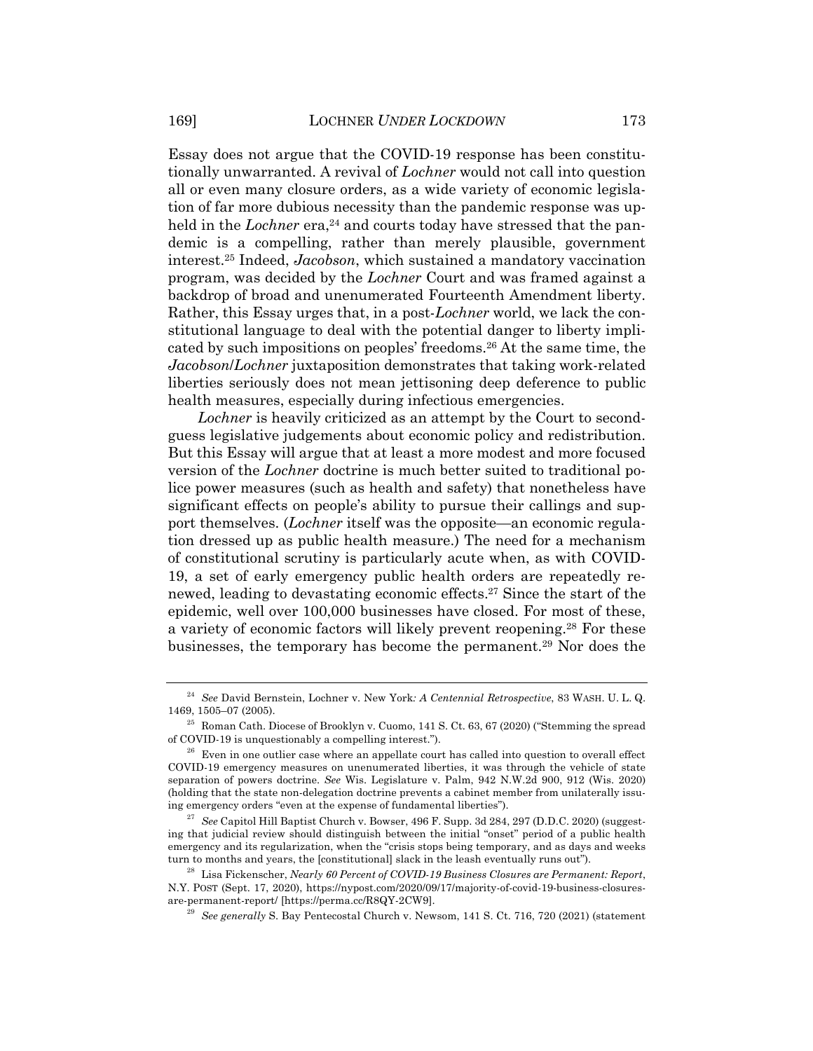Essay does not argue that the COVID-19 response has been constitutionally unwarranted. A revival of *Lochner* would not call into question all or even many closure orders, as a wide variety of economic legislation of far more dubious necessity than the pandemic response was upheld in the *Lochner* era,[24] and courts today have stressed that the pandemic is a compelling, rather than merely plausible, government interest.[25] Indeed, *Jacobson*, which sustained a mandatory vaccination program, was decided by the *Lochner* Court and was framed against a backdrop of broad and unenumerated Fourteenth Amendment liberty. Rather, this Essay urges that, in a post-*Lochner* world, we lack the constitutional language to deal with the potential danger to liberty implicated by such impositions on peoples' freedoms.[26] At the same time, the *Jacobson*/*Lochner* juxtaposition demonstrates that taking work-related liberties seriously does not mean jettisoning deep deference to public health measures, especially during infectious emergencies.

*Lochner* is heavily criticized as an attempt by the Court to second-guess legislative judgements about economic policy and redistribution. But this Essay will argue that at least a more modest and more focused version of the *Lochner* doctrine is much better suited to traditional police power measures (such as health and safety) that nonetheless have significant effects on people's ability to pursue their callings and support themselves. (*Lochner* itself was the opposite—an economic regulation dressed up as public health measure.) The need for a mechanism of constitutional scrutiny is particularly acute when, as with COVID-19, a set of early emergency public health orders are repeatedly renewed, leading to devastating economic effects.[27] Since the start of the epidemic, well over 100,000 businesses have closed. For most of these, a variety of economic factors will likely prevent reopening.[28] For these businesses, the temporary has become the permanent.[29] Nor does the

---

[24] *See* David Bernstein, Lochner v. New York*: A Centennial Retrospective*, 83 WASH. U. L. Q. 1469, 1505–07 (2005).

[25] Roman Cath. Diocese of Brooklyn v. Cuomo, 141 S. Ct. 63, 67 (2020) ("Stemming the spread of COVID-19 is unquestionably a compelling interest.").

[26] Even in one outlier case where an appellate court has called into question to overall effect COVID-19 emergency measures on unenumerated liberties, it was through the vehicle of state separation of powers doctrine. *See* Wis. Legislature v. Palm, 942 N.W.2d 900, 912 (Wis. 2020) (holding that the state non-delegation doctrine prevents a cabinet member from unilaterally issuing emergency orders "even at the expense of fundamental liberties").

[27] *See* Capitol Hill Baptist Church v. Bowser, 496 F. Supp. 3d 284, 297 (D.D.C. 2020) (suggesting that judicial review should distinguish between the initial "onset" period of a public health emergency and its regularization, when the "crisis stops being temporary, and as days and weeks turn to months and years, the [constitutional] slack in the leash eventually runs out").

[28] Lisa Fickenscher, *Nearly 60 Percent of COVID-19 Business Closures are Permanent: Report*, N.Y. POST (Sept. 17, 2020), https://nypost.com/2020/09/17/majority-of-covid-19-business-closures-are-permanent-report/ [https://perma.cc/R8QY-2CW9].

[29] *See generally* S. Bay Pentecostal Church v. Newsom, 141 S. Ct. 716, 720 (2021) (statement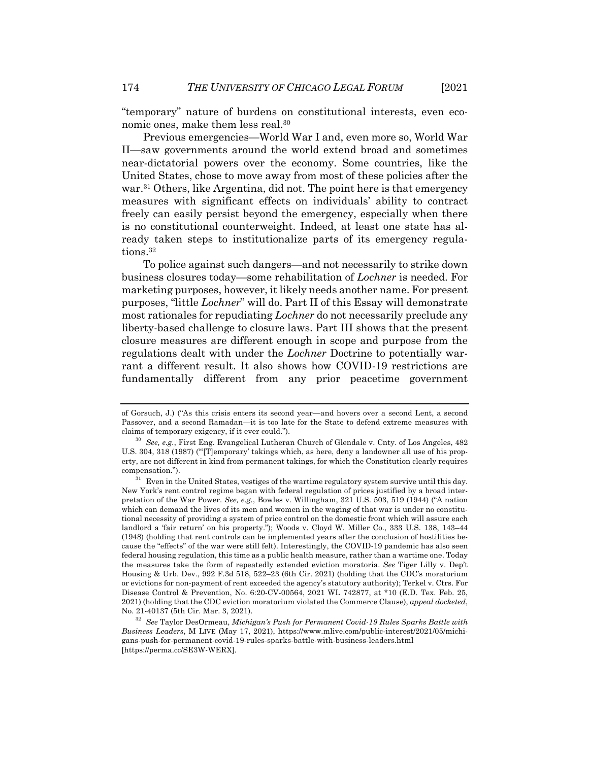"temporary" nature of burdens on constitutional interests, even economic ones, make them less real.[30]

Previous emergencies—World War I and, even more so, World War II—saw governments around the world extend broad and sometimes near-dictatorial powers over the economy. Some countries, like the United States, chose to move away from most of these policies after the war.[31] Others, like Argentina, did not. The point here is that emergency measures with significant effects on individuals' ability to contract freely can easily persist beyond the emergency, especially when there is no constitutional counterweight. Indeed, at least one state has already taken steps to institutionalize parts of its emergency regulations.[32]

To police against such dangers—and not necessarily to strike down business closures today—some rehabilitation of *Lochner* is needed. For marketing purposes, however, it likely needs another name. For present purposes, "little *Lochner*" will do. Part II of this Essay will demonstrate most rationales for repudiating *Lochner* do not necessarily preclude any liberty-based challenge to closure laws. Part III shows that the present closure measures are different enough in scope and purpose from the regulations dealt with under the *Lochner* Doctrine to potentially warrant a different result. It also shows how COVID-19 restrictions are fundamentally different from any prior peacetime government

---

of Gorsuch, J.) ("As this crisis enters its second year—and hovers over a second Lent, a second Passover, and a second Ramadan—it is too late for the State to defend extreme measures with claims of temporary exigency, if it ever could.").

[30] *See, e.g.*, First Eng. Evangelical Lutheran Church of Glendale v. Cnty. of Los Angeles, 482 U.S. 304, 318 (1987) ("'[T]emporary' takings which, as here, deny a landowner all use of his property, are not different in kind from permanent takings, for which the Constitution clearly requires compensation.").

[31] Even in the United States, vestiges of the wartime regulatory system survive until this day. New York's rent control regime began with federal regulation of prices justified by a broad interpretation of the War Power. *See, e.g.*, Bowles v. Willingham, 321 U.S. 503, 519 (1944) ("A nation which can demand the lives of its men and women in the waging of that war is under no constitutional necessity of providing a system of price control on the domestic front which will assure each landlord a 'fair return' on his property."); Woods v. Cloyd W. Miller Co., 333 U.S. 138, 143–44 (1948) (holding that rent controls can be implemented years after the conclusion of hostilities because the "effects" of the war were still felt). Interestingly, the COVID-19 pandemic has also seen federal housing regulation, this time as a public health measure, rather than a wartime one. Today the measures take the form of repeatedly extended eviction moratoria. *See* Tiger Lilly v. Dep't Housing & Urb. Dev., 992 F.3d 518, 522–23 (6th Cir. 2021) (holding that the CDC's moratorium or evictions for non-payment of rent exceeded the agency's statutory authority); Terkel v. Ctrs. For Disease Control & Prevention, No. 6:20-CV-00564, 2021 WL 742877, at *10 (E.D. Tex. Feb. 25, 2021) (holding that the CDC eviction moratorium violated the Commerce Clause), *appeal docketed*, No. 21-40137 (5th Cir. Mar. 3, 2021).

[32] *See* Taylor DesOrmeau, *Michigan's Push for Permanent Covid-19 Rules Sparks Battle with Business Leaders*, M LIVE (May 17, 2021), https://www.mlive.com/public-interest/2021/05/michigans-push-for-permanent-covid-19-rules-sparks-battle-with-business-leaders.html [https://perma.cc/SE3W-WERX].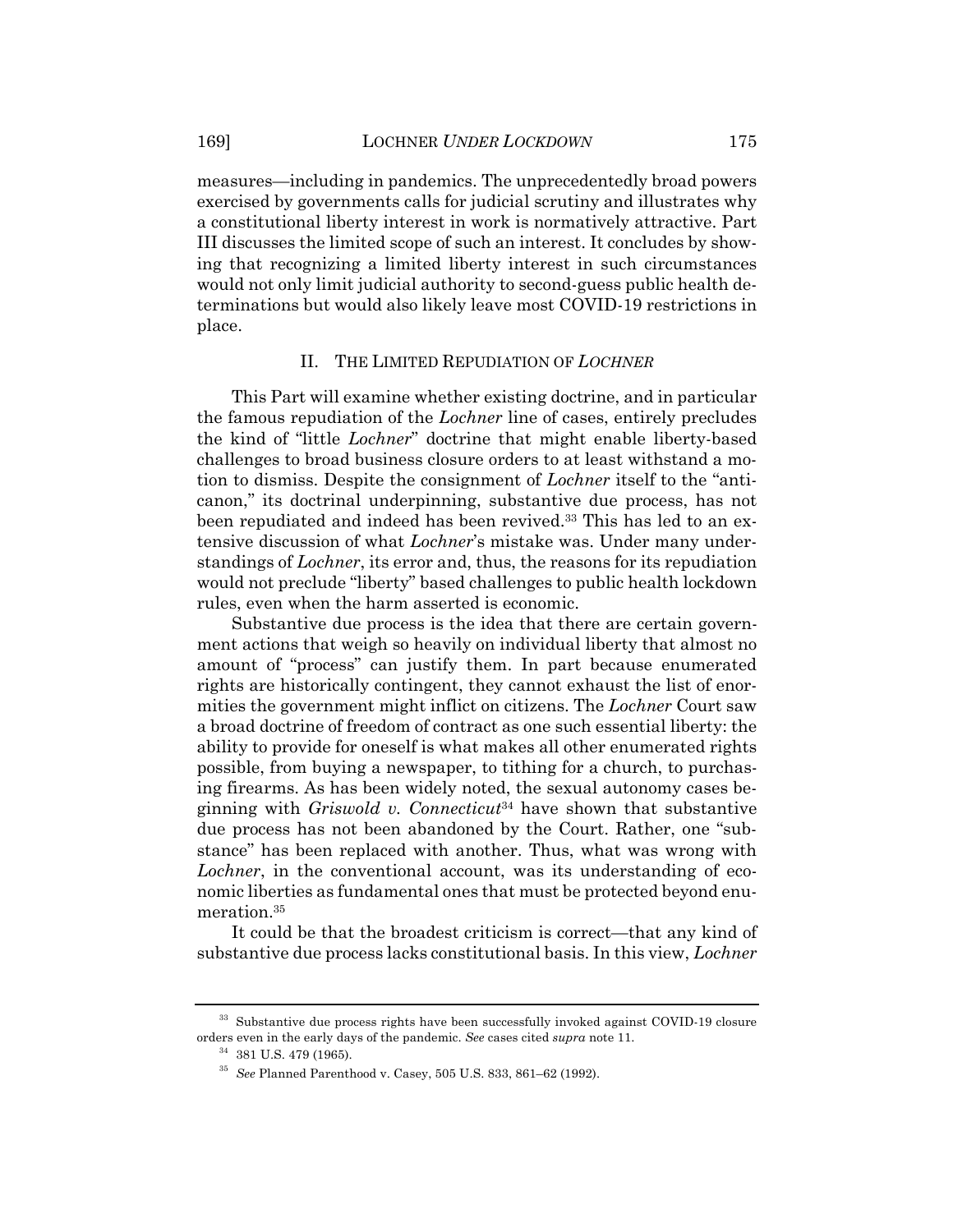measures—including in pandemics. The unprecedentedly broad powers exercised by governments calls for judicial scrutiny and illustrates why a constitutional liberty interest in work is normatively attractive. Part III discusses the limited scope of such an interest. It concludes by showing that recognizing a limited liberty interest in such circumstances would not only limit judicial authority to second-guess public health determinations but would also likely leave most COVID-19 restrictions in place.

## II. THE LIMITED REPUDIATION OF *LOCHNER*

This Part will examine whether existing doctrine, and in particular the famous repudiation of the *Lochner* line of cases, entirely precludes the kind of "little *Lochner*" doctrine that might enable liberty-based challenges to broad business closure orders to at least withstand a motion to dismiss. Despite the consignment of *Lochner* itself to the "anti-canon," its doctrinal underpinning, substantive due process, has not been repudiated and indeed has been revived.[33] This has led to an extensive discussion of what *Lochner*'s mistake was. Under many understandings of *Lochner*, its error and, thus, the reasons for its repudiation would not preclude "liberty" based challenges to public health lockdown rules, even when the harm asserted is economic.

Substantive due process is the idea that there are certain government actions that weigh so heavily on individual liberty that almost no amount of "process" can justify them. In part because enumerated rights are historically contingent, they cannot exhaust the list of enormities the government might inflict on citizens. The *Lochner* Court saw a broad doctrine of freedom of contract as one such essential liberty: the ability to provide for oneself is what makes all other enumerated rights possible, from buying a newspaper, to tithing for a church, to purchasing firearms. As has been widely noted, the sexual autonomy cases beginning with *Griswold v. Connecticut*[34] have shown that substantive due process has not been abandoned by the Court. Rather, one "substance" has been replaced with another. Thus, what was wrong with *Lochner*, in the conventional account, was its understanding of economic liberties as fundamental ones that must be protected beyond enumeration.[35]

It could be that the broadest criticism is correct—that any kind of substantive due process lacks constitutional basis. In this view, *Lochner*

---

[33] Substantive due process rights have been successfully invoked against COVID-19 closure orders even in the early days of the pandemic. *See* cases cited *supra* note 11.

[34] 381 U.S. 479 (1965).

[35] *See* Planned Parenthood v. Casey, 505 U.S. 833, 861–62 (1992).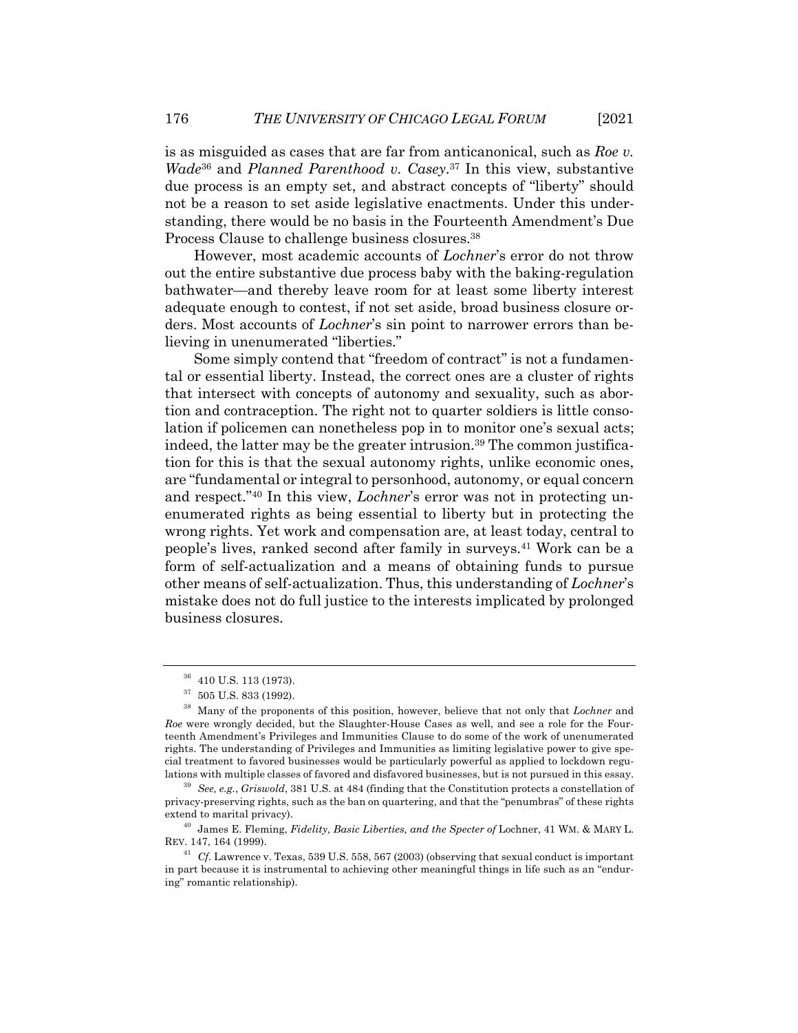is as misguided as cases that are far from anticanonical, such as *Roe v. Wade*[36] and *Planned Parenthood v. Casey*.[37] In this view, substantive due process is an empty set, and abstract concepts of "liberty" should not be a reason to set aside legislative enactments. Under this understanding, there would be no basis in the Fourteenth Amendment's Due Process Clause to challenge business closures.[38]

However, most academic accounts of *Lochner*'s error do not throw out the entire substantive due process baby with the baking-regulation bathwater—and thereby leave room for at least some liberty interest adequate enough to contest, if not set aside, broad business closure orders. Most accounts of *Lochner*'s sin point to narrower errors than believing in unenumerated "liberties."

Some simply contend that "freedom of contract" is not a fundamental or essential liberty. Instead, the correct ones are a cluster of rights that intersect with concepts of autonomy and sexuality, such as abortion and contraception. The right not to quarter soldiers is little consolation if policemen can nonetheless pop in to monitor one's sexual acts; indeed, the latter may be the greater intrusion.[39] The common justification for this is that the sexual autonomy rights, unlike economic ones, are "fundamental or integral to personhood, autonomy, or equal concern and respect."[40] In this view, *Lochner*'s error was not in protecting unenumerated rights as being essential to liberty but in protecting the wrong rights. Yet work and compensation are, at least today, central to people's lives, ranked second after family in surveys.[41] Work can be a form of self-actualization and a means of obtaining funds to pursue other means of self-actualization. Thus, this understanding of *Lochner*'s mistake does not do full justice to the interests implicated by prolonged business closures.

---

[36] 410 U.S. 113 (1973).

[37] 505 U.S. 833 (1992).

[38] Many of the proponents of this position, however, believe that not only that *Lochner* and *Roe* were wrongly decided, but the Slaughter-House Cases as well, and see a role for the Fourteenth Amendment's Privileges and Immunities Clause to do some of the work of unenumerated rights. The understanding of Privileges and Immunities as limiting legislative power to give special treatment to favored businesses would be particularly powerful as applied to lockdown regulations with multiple classes of favored and disfavored businesses, but is not pursued in this essay.

[39] *See, e.g.*, *Griswold*, 381 U.S. at 484 (finding that the Constitution protects a constellation of privacy-preserving rights, such as the ban on quartering, and that the "penumbras" of these rights extend to marital privacy).

[40] James E. Fleming, *Fidelity, Basic Liberties, and the Specter of* Lochner, 41 WM. & MARY L. REV. 147, 164 (1999).

[41] *Cf.* Lawrence v. Texas, 539 U.S. 558, 567 (2003) (observing that sexual conduct is important in part because it is instrumental to achieving other meaningful things in life such as an "enduring" romantic relationship).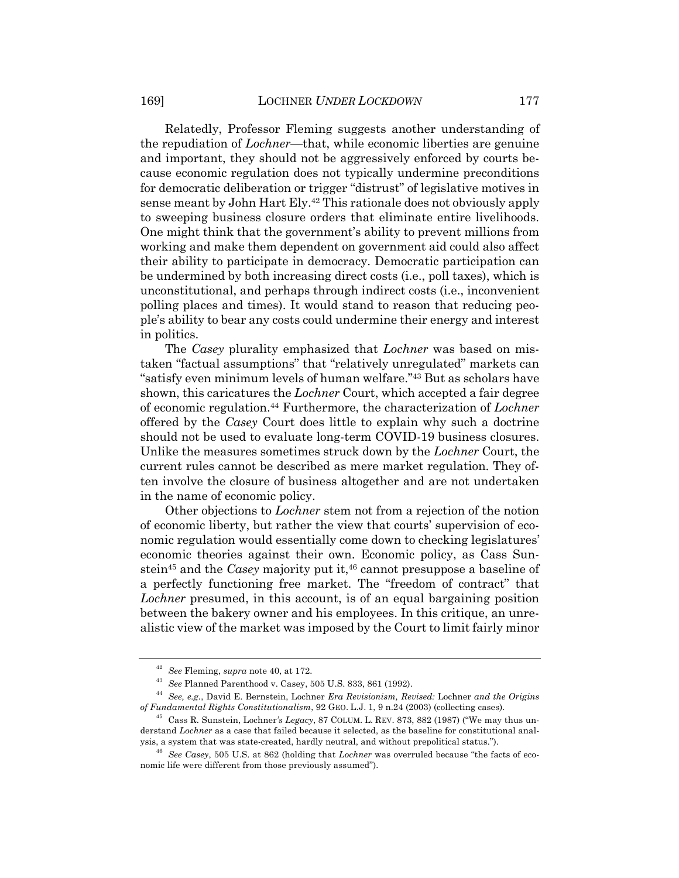Relatedly, Professor Fleming suggests another understanding of the repudiation of *Lochner*—that, while economic liberties are genuine and important, they should not be aggressively enforced by courts because economic regulation does not typically undermine preconditions for democratic deliberation or trigger "distrust" of legislative motives in sense meant by John Hart Ely.[42] This rationale does not obviously apply to sweeping business closure orders that eliminate entire livelihoods. One might think that the government's ability to prevent millions from working and make them dependent on government aid could also affect their ability to participate in democracy. Democratic participation can be undermined by both increasing direct costs (i.e., poll taxes), which is unconstitutional, and perhaps through indirect costs (i.e., inconvenient polling places and times). It would stand to reason that reducing people's ability to bear any costs could undermine their energy and interest in politics.

The *Casey* plurality emphasized that *Lochner* was based on mistaken "factual assumptions" that "relatively unregulated" markets can "satisfy even minimum levels of human welfare."[43] But as scholars have shown, this caricatures the *Lochner* Court, which accepted a fair degree of economic regulation.[44] Furthermore, the characterization of *Lochner* offered by the *Casey* Court does little to explain why such a doctrine should not be used to evaluate long-term COVID-19 business closures. Unlike the measures sometimes struck down by the *Lochner* Court, the current rules cannot be described as mere market regulation. They often involve the closure of business altogether and are not undertaken in the name of economic policy.

Other objections to *Lochner* stem not from a rejection of the notion of economic liberty, but rather the view that courts' supervision of economic regulation would essentially come down to checking legislatures' economic theories against their own. Economic policy, as Cass Sunstein[45] and the *Casey* majority put it,[46] cannot presuppose a baseline of a perfectly functioning free market. The "freedom of contract" that *Lochner* presumed, in this account, is of an equal bargaining position between the bakery owner and his employees. In this critique, an unrealistic view of the market was imposed by the Court to limit fairly minor

---

[42] *See* Fleming, *supra* note 40, at 172.

[43] *See* Planned Parenthood v. Casey, 505 U.S. 833, 861 (1992).

[44] *See, e.g.*, David E. Bernstein, Lochner *Era Revisionism, Revised:* Lochner *and the Origins of Fundamental Rights Constitutionalism*, 92 GEO. L.J. 1, 9 n.24 (2003) (collecting cases).

[45] Cass R. Sunstein, Lochner*'s Legacy*, 87 COLUM. L. REV. 873, 882 (1987) ("We may thus understand *Lochner* as a case that failed because it selected, as the baseline for constitutional analysis, a system that was state-created, hardly neutral, and without prepolitical status.").

[46] *See Casey*, 505 U.S. at 862 (holding that *Lochner* was overruled because "the facts of economic life were different from those previously assumed").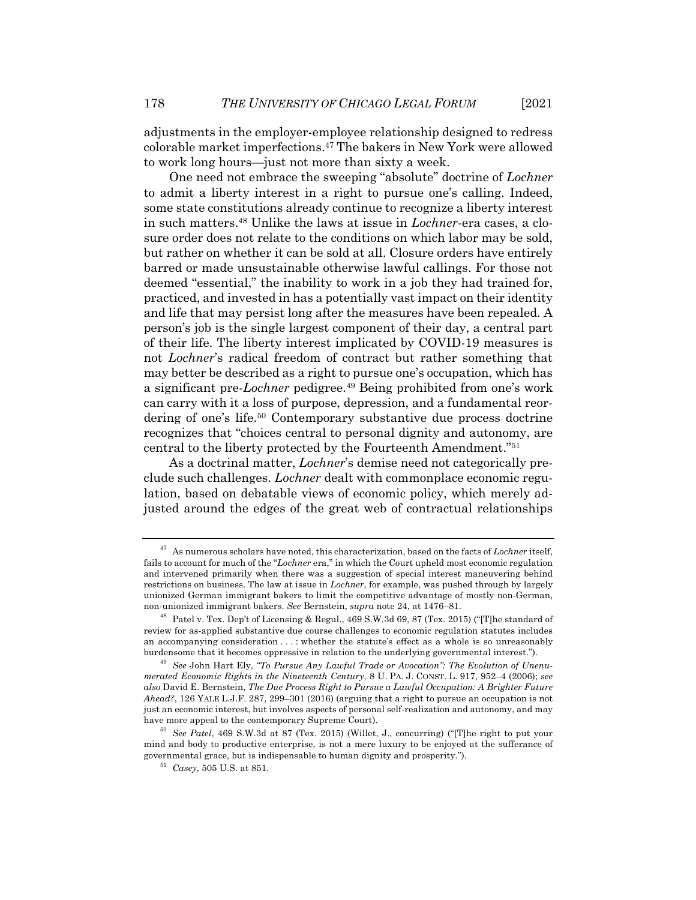adjustments in the employer-employee relationship designed to redress colorable market imperfections.[47] The bakers in New York were allowed to work long hours—just not more than sixty a week.

One need not embrace the sweeping "absolute" doctrine of *Lochner* to admit a liberty interest in a right to pursue one's calling. Indeed, some state constitutions already continue to recognize a liberty interest in such matters.[48] Unlike the laws at issue in *Lochner*-era cases, a closure order does not relate to the conditions on which labor may be sold, but rather on whether it can be sold at all. Closure orders have entirely barred or made unsustainable otherwise lawful callings. For those not deemed "essential," the inability to work in a job they had trained for, practiced, and invested in has a potentially vast impact on their identity and life that may persist long after the measures have been repealed. A person's job is the single largest component of their day, a central part of their life. The liberty interest implicated by COVID-19 measures is not *Lochner*'s radical freedom of contract but rather something that may better be described as a right to pursue one's occupation, which has a significant pre-*Lochner* pedigree.[49] Being prohibited from one's work can carry with it a loss of purpose, depression, and a fundamental reordering of one's life.[50] Contemporary substantive due process doctrine recognizes that "choices central to personal dignity and autonomy, are central to the liberty protected by the Fourteenth Amendment."[51]

As a doctrinal matter, *Lochner*'s demise need not categorically preclude such challenges. *Lochner* dealt with commonplace economic regulation, based on debatable views of economic policy, which merely adjusted around the edges of the great web of contractual relationships

---

[47] As numerous scholars have noted, this characterization, based on the facts of *Lochner* itself, fails to account for much of the "*Lochner* era," in which the Court upheld most economic regulation and intervened primarily when there was a suggestion of special interest maneuvering behind restrictions on business. The law at issue in *Lochner*, for example, was pushed through by largely unionized German immigrant bakers to limit the competitive advantage of mostly non-German, non-unionized immigrant bakers. *See* Bernstein, *supra* note 24, at 1476–81.

[48] Patel v. Tex. Dep't of Licensing & Regul., 469 S.W.3d 69, 87 (Tex. 2015) ("[T]he standard of review for as-applied substantive due course challenges to economic regulation statutes includes an accompanying consideration . . . : whether the statute's effect as a whole is so unreasonably burdensome that it becomes oppressive in relation to the underlying governmental interest.").

[49] *See* John Hart Ely, *"To Pursue Any Lawful Trade or Avocation": The Evolution of Unenumerated Economic Rights in the Nineteenth Century*, 8 U. PA. J. CONST. L. 917, 952–4 (2006); *see also* David E. Bernstein, *The Due Process Right to Pursue a Lawful Occupation: A Brighter Future Ahead?*, 126 YALE L.J.F. 287, 299–301 (2016) (arguing that a right to pursue an occupation is not just an economic interest, but involves aspects of personal self-realization and autonomy, and may have more appeal to the contemporary Supreme Court).

[50] *See Patel*, 469 S.W.3d at 87 (Tex. 2015) (Willet, J., concurring) ("[T]he right to put your mind and body to productive enterprise, is not a mere luxury to be enjoyed at the sufferance of governmental grace, but is indispensable to human dignity and prosperity.").

[51] *Casey*, 505 U.S. at 851.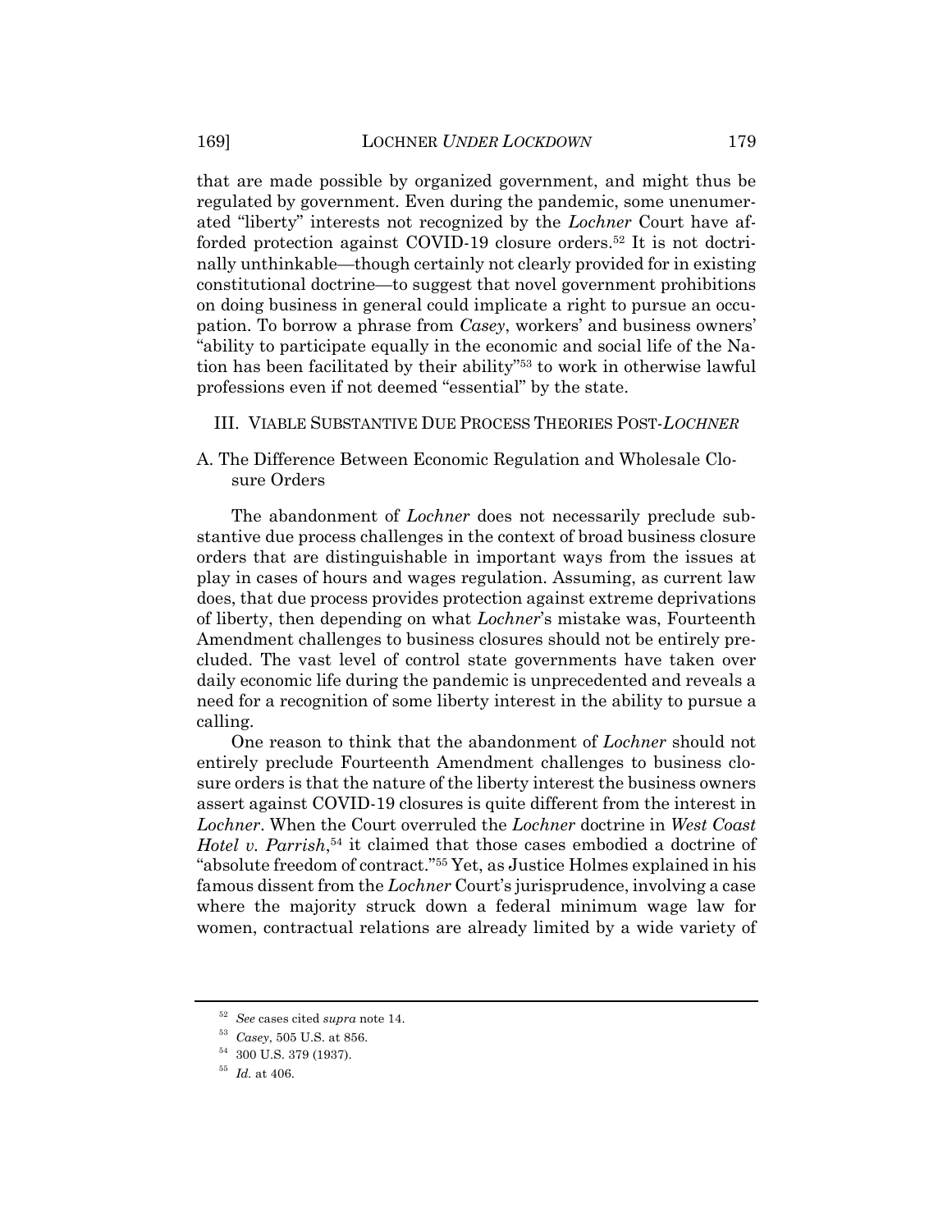that are made possible by organized government, and might thus be regulated by government. Even during the pandemic, some unenumerated "liberty" interests not recognized by the *Lochner* Court have afforded protection against COVID-19 closure orders.[52] It is not doctrinally unthinkable—though certainly not clearly provided for in existing constitutional doctrine—to suggest that novel government prohibitions on doing business in general could implicate a right to pursue an occupation. To borrow a phrase from *Casey*, workers' and business owners' "ability to participate equally in the economic and social life of the Nation has been facilitated by their ability"[53] to work in otherwise lawful professions even if not deemed "essential" by the state.

## III. Viable Substantive Due Process Theories Post-*Lochner*

### A. The Difference Between Economic Regulation and Wholesale Closure Orders

The abandonment of *Lochner* does not necessarily preclude substantive due process challenges in the context of broad business closure orders that are distinguishable in important ways from the issues at play in cases of hours and wages regulation. Assuming, as current law does, that due process provides protection against extreme deprivations of liberty, then depending on what *Lochner*'s mistake was, Fourteenth Amendment challenges to business closures should not be entirely precluded. The vast level of control state governments have taken over daily economic life during the pandemic is unprecedented and reveals a need for a recognition of some liberty interest in the ability to pursue a calling.

One reason to think that the abandonment of *Lochner* should not entirely preclude Fourteenth Amendment challenges to business closure orders is that the nature of the liberty interest the business owners assert against COVID-19 closures is quite different from the interest in *Lochner*. When the Court overruled the *Lochner* doctrine in *West Coast Hotel v. Parrish*,[54] it claimed that those cases embodied a doctrine of "absolute freedom of contract."[55] Yet, as Justice Holmes explained in his famous dissent from the *Lochner* Court's jurisprudence, involving a case where the majority struck down a federal minimum wage law for women, contractual relations are already limited by a wide variety of

---

[52] *See* cases cited *supra* note 14.

[53] *Casey*, 505 U.S. at 856.

[54] 300 U.S. 379 (1937).

[55] *Id.* at 406.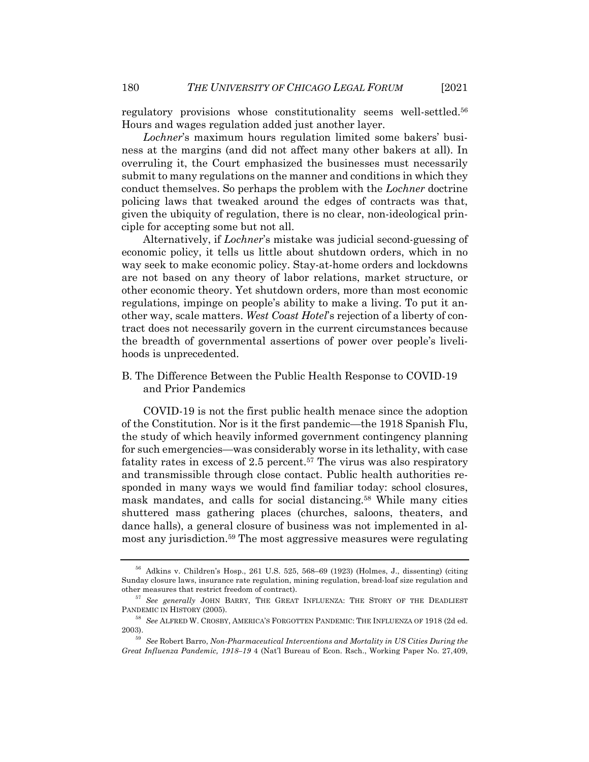regulatory provisions whose constitutionality seems well-settled.[56] Hours and wages regulation added just another layer.

*Lochner*'s maximum hours regulation limited some bakers' business at the margins (and did not affect many other bakers at all). In overruling it, the Court emphasized the businesses must necessarily submit to many regulations on the manner and conditions in which they conduct themselves. So perhaps the problem with the *Lochner* doctrine policing laws that tweaked around the edges of contracts was that, given the ubiquity of regulation, there is no clear, non-ideological principle for accepting some but not all.

Alternatively, if *Lochner*'s mistake was judicial second-guessing of economic policy, it tells us little about shutdown orders, which in no way seek to make economic policy. Stay-at-home orders and lockdowns are not based on any theory of labor relations, market structure, or other economic theory. Yet shutdown orders, more than most economic regulations, impinge on people's ability to make a living. To put it another way, scale matters. *West Coast Hotel*'s rejection of a liberty of contract does not necessarily govern in the current circumstances because the breadth of governmental assertions of power over people's livelihoods is unprecedented.

### B. The Difference Between the Public Health Response to COVID-19 and Prior Pandemics

COVID-19 is not the first public health menace since the adoption of the Constitution. Nor is it the first pandemic—the 1918 Spanish Flu, the study of which heavily informed government contingency planning for such emergencies—was considerably worse in its lethality, with case fatality rates in excess of 2.5 percent.[57] The virus was also respiratory and transmissible through close contact. Public health authorities responded in many ways we would find familiar today: school closures, mask mandates, and calls for social distancing.[58] While many cities shuttered mass gathering places (churches, saloons, theaters, and dance halls), a general closure of business was not implemented in almost any jurisdiction.[59] The most aggressive measures were regulating

---

[56] Adkins v. Children's Hosp., 261 U.S. 525, 568–69 (1923) (Holmes, J., dissenting) (citing Sunday closure laws, insurance rate regulation, mining regulation, bread-loaf size regulation and other measures that restrict freedom of contract).

[57] *See generally* JOHN BARRY, THE GREAT INFLUENZA: THE STORY OF THE DEADLIEST PANDEMIC IN HISTORY (2005).

[58] *See* ALFRED W. CROSBY, AMERICA'S FORGOTTEN PANDEMIC: THE INFLUENZA OF 1918 (2d ed. 2003).

[59] *See* Robert Barro, *Non-Pharmaceutical Interventions and Mortality in US Cities During the Great Influenza Pandemic, 1918–19* 4 (Nat'l Bureau of Econ. Rsch., Working Paper No. 27,409,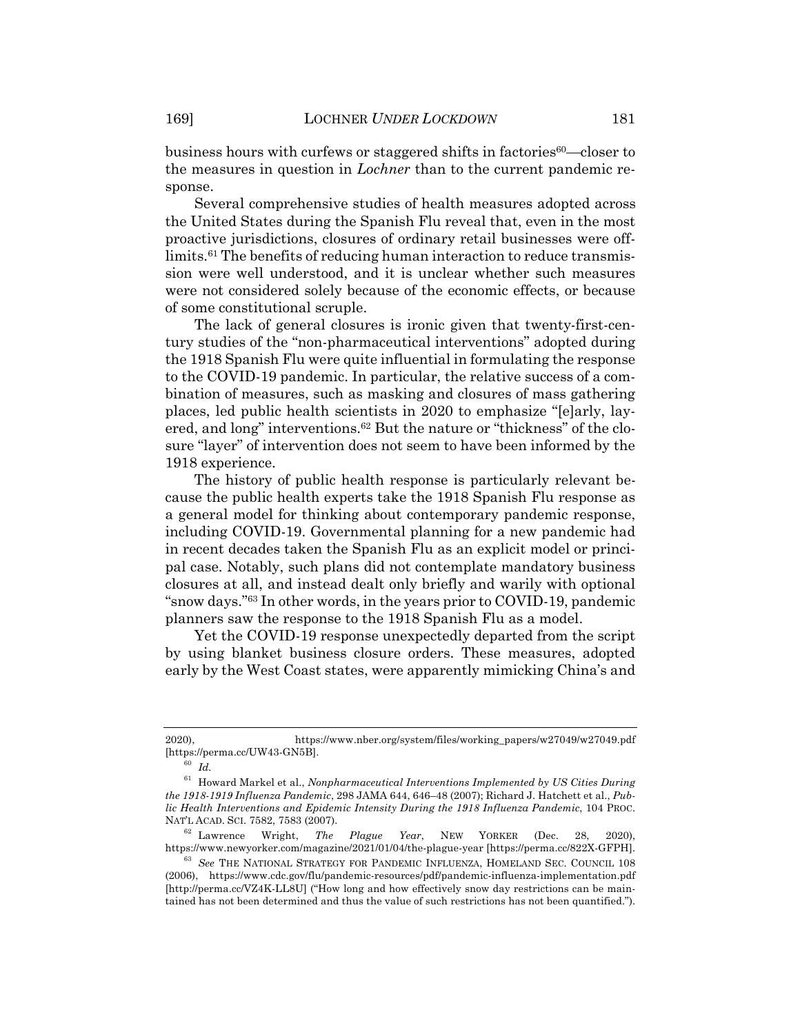business hours with curfews or staggered shifts in factories[60]—closer to the measures in question in *Lochner* than to the current pandemic response.

Several comprehensive studies of health measures adopted across the United States during the Spanish Flu reveal that, even in the most proactive jurisdictions, closures of ordinary retail businesses were off-limits.[61] The benefits of reducing human interaction to reduce transmission were well understood, and it is unclear whether such measures were not considered solely because of the economic effects, or because of some constitutional scruple.

The lack of general closures is ironic given that twenty-first-century studies of the "non-pharmaceutical interventions" adopted during the 1918 Spanish Flu were quite influential in formulating the response to the COVID-19 pandemic. In particular, the relative success of a combination of measures, such as masking and closures of mass gathering places, led public health scientists in 2020 to emphasize "[e]arly, layered, and long" interventions.[62] But the nature or "thickness" of the closure "layer" of intervention does not seem to have been informed by the 1918 experience.

The history of public health response is particularly relevant because the public health experts take the 1918 Spanish Flu response as a general model for thinking about contemporary pandemic response, including COVID-19. Governmental planning for a new pandemic had in recent decades taken the Spanish Flu as an explicit model or principal case. Notably, such plans did not contemplate mandatory business closures at all, and instead dealt only briefly and warily with optional "snow days."[63] In other words, in the years prior to COVID-19, pandemic planners saw the response to the 1918 Spanish Flu as a model.

Yet the COVID-19 response unexpectedly departed from the script by using blanket business closure orders. These measures, adopted early by the West Coast states, were apparently mimicking China's and

---

2020), https://www.nber.org/system/files/working_papers/w27049/w27049.pdf [https://perma.cc/UW43-GN5B].

[60] *Id.*

[61] Howard Markel et al., *Nonpharmaceutical Interventions Implemented by US Cities During the 1918-1919 Influenza Pandemic*, 298 JAMA 644, 646–48 (2007); Richard J. Hatchett et al., *Public Health Interventions and Epidemic Intensity During the 1918 Influenza Pandemic*, 104 PROC. NAT'L ACAD. SCI. 7582, 7583 (2007).

[62] Lawrence Wright, *The Plague Year*, NEW YORKER (Dec. 28, 2020), https://www.newyorker.com/magazine/2021/01/04/the-plague-year [https://perma.cc/822X-GFPH].

[63] *See* THE NATIONAL STRATEGY FOR PANDEMIC INFLUENZA, HOMELAND SEC. COUNCIL 108 (2006), https://www.cdc.gov/flu/pandemic-resources/pdf/pandemic-influenza-implementation.pdf [http://perma.cc/VZ4K-LL8U] ("How long and how effectively snow day restrictions can be maintained has not been determined and thus the value of such restrictions has not been quantified.").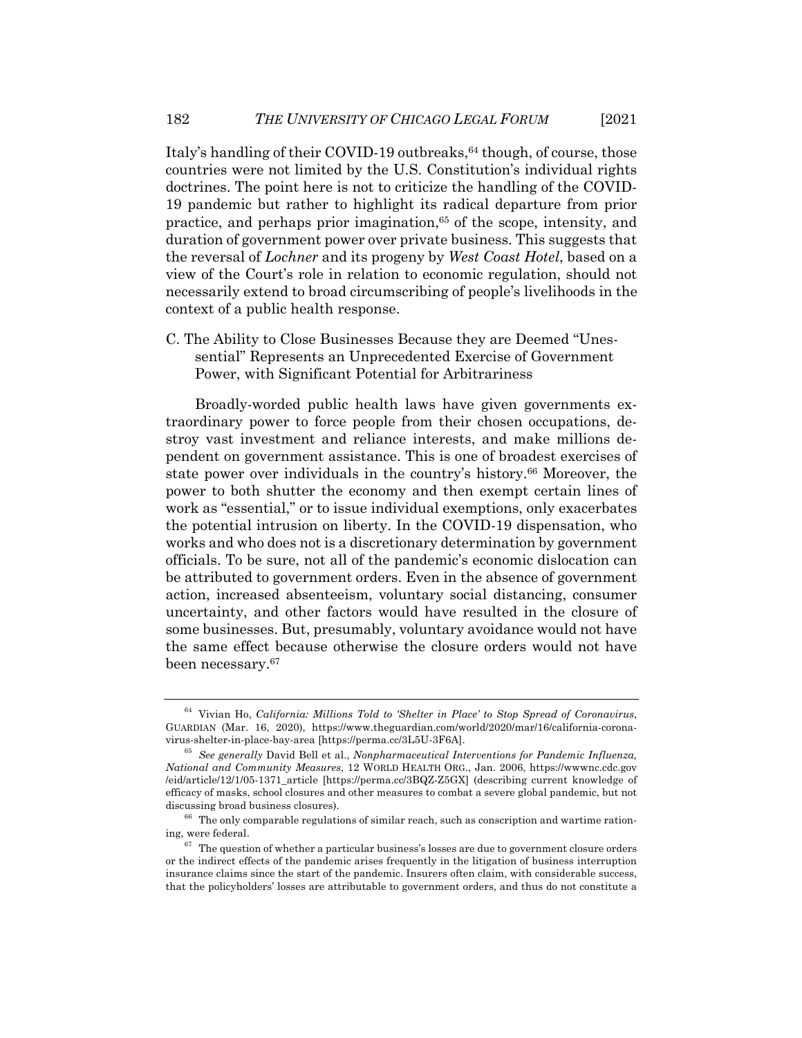Italy's handling of their COVID-19 outbreaks,[64] though, of course, those countries were not limited by the U.S. Constitution's individual rights doctrines. The point here is not to criticize the handling of the COVID-19 pandemic but rather to highlight its radical departure from prior practice, and perhaps prior imagination,[65] of the scope, intensity, and duration of government power over private business. This suggests that the reversal of *Lochner* and its progeny by *West Coast Hotel*, based on a view of the Court's role in relation to economic regulation, should not necessarily extend to broad circumscribing of people's livelihoods in the context of a public health response.

### C. The Ability to Close Businesses Because they are Deemed "Unessential" Represents an Unprecedented Exercise of Government Power, with Significant Potential for Arbitrariness

Broadly-worded public health laws have given governments extraordinary power to force people from their chosen occupations, destroy vast investment and reliance interests, and make millions dependent on government assistance. This is one of broadest exercises of state power over individuals in the country's history.[66] Moreover, the power to both shutter the economy and then exempt certain lines of work as "essential," or to issue individual exemptions, only exacerbates the potential intrusion on liberty. In the COVID-19 dispensation, who works and who does not is a discretionary determination by government officials. To be sure, not all of the pandemic's economic dislocation can be attributed to government orders. Even in the absence of government action, increased absenteeism, voluntary social distancing, consumer uncertainty, and other factors would have resulted in the closure of some businesses. But, presumably, voluntary avoidance would not have the same effect because otherwise the closure orders would not have been necessary.[67]

---

[64] Vivian Ho, *California: Millions Told to 'Shelter in Place' to Stop Spread of Coronavirus*, GUARDIAN (Mar. 16, 2020), https://www.theguardian.com/world/2020/mar/16/california-coronavirus-shelter-in-place-bay-area [https://perma.cc/3L5U-3F6A].

[65] *See generally* David Bell et al., *Nonpharmaceutical Interventions for Pandemic Influenza, National and Community Measures*, 12 WORLD HEALTH ORG., Jan. 2006, https://wwwnc.cdc.gov/eid/article/12/1/05-1371_article [https://perma.cc/3BQZ-Z5GX] (describing current knowledge of efficacy of masks, school closures and other measures to combat a severe global pandemic, but not discussing broad business closures).

[66] The only comparable regulations of similar reach, such as conscription and wartime rationing, were federal.

[67] The question of whether a particular business's losses are due to government closure orders or the indirect effects of the pandemic arises frequently in the litigation of business interruption insurance claims since the start of the pandemic. Insurers often claim, with considerable success, that the policyholders' losses are attributable to government orders, and thus do not constitute a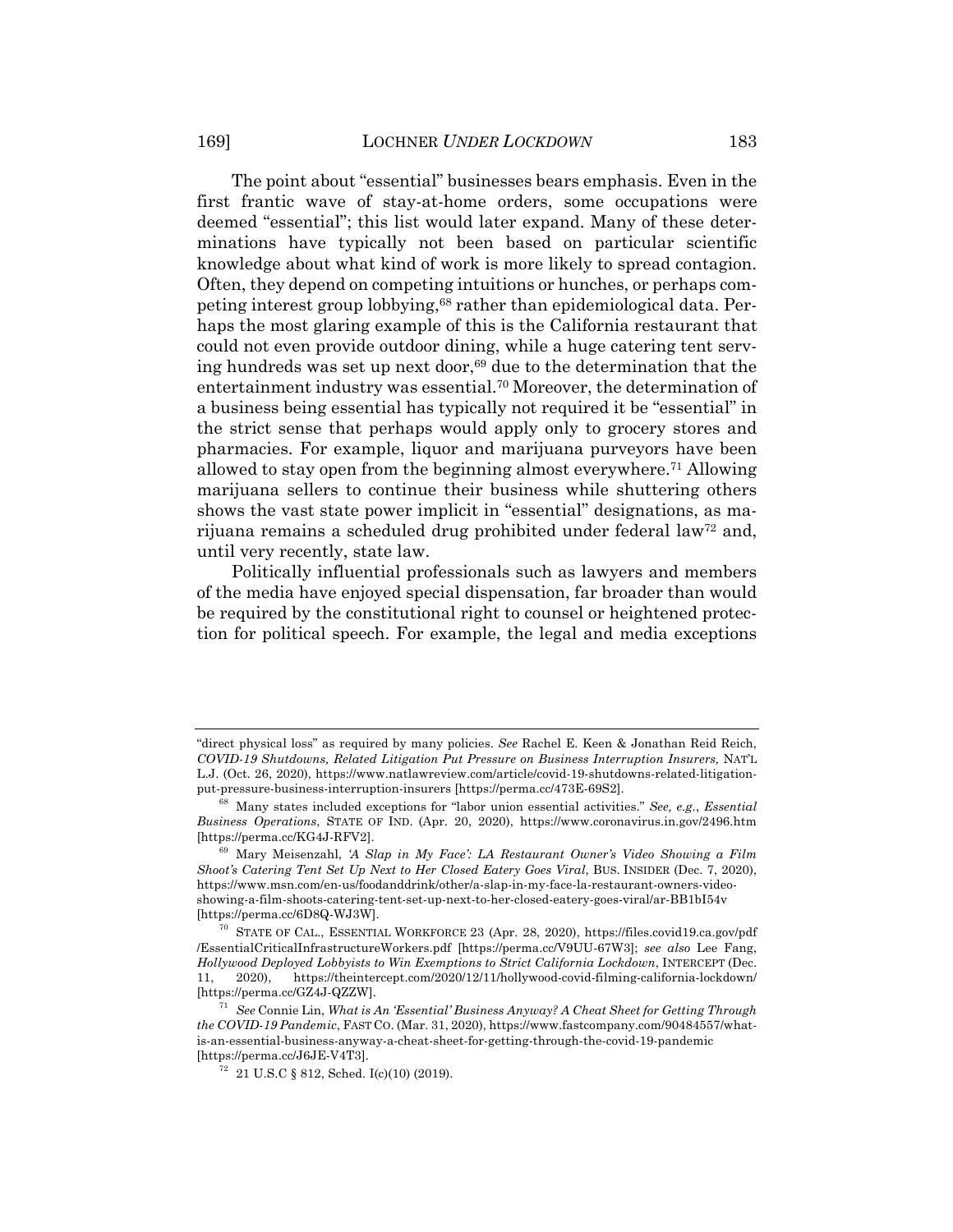The point about "essential" businesses bears emphasis. Even in the first frantic wave of stay-at-home orders, some occupations were deemed "essential"; this list would later expand. Many of these determinations have typically not been based on particular scientific knowledge about what kind of work is more likely to spread contagion. Often, they depend on competing intuitions or hunches, or perhaps competing interest group lobbying,[68] rather than epidemiological data. Perhaps the most glaring example of this is the California restaurant that could not even provide outdoor dining, while a huge catering tent serving hundreds was set up next door,[69] due to the determination that the entertainment industry was essential.[70] Moreover, the determination of a business being essential has typically not required it be "essential" in the strict sense that perhaps would apply only to grocery stores and pharmacies. For example, liquor and marijuana purveyors have been allowed to stay open from the beginning almost everywhere.[71] Allowing marijuana sellers to continue their business while shuttering others shows the vast state power implicit in "essential" designations, as marijuana remains a scheduled drug prohibited under federal law[72] and, until very recently, state law.

Politically influential professionals such as lawyers and members of the media have enjoyed special dispensation, far broader than would be required by the constitutional right to counsel or heightened protection for political speech. For example, the legal and media exceptions

---

"direct physical loss" as required by many policies. *See* Rachel E. Keen & Jonathan Reid Reich, *COVID-19 Shutdowns, Related Litigation Put Pressure on Business Interruption Insurers,* NAT'L L.J. (Oct. 26, 2020), https://www.natlawreview.com/article/covid-19-shutdowns-related-litigation-put-pressure-business-interruption-insurers [https://perma.cc/473E-69S2].

[68] Many states included exceptions for "labor union essential activities." *See, e.g.*, *Essential Business Operations*, STATE OF IND. (Apr. 20, 2020), https://www.coronavirus.in.gov/2496.htm [https://perma.cc/KG4J-RFV2].

[69] Mary Meisenzahl, *'A Slap in My Face': LA Restaurant Owner's Video Showing a Film Shoot's Catering Tent Set Up Next to Her Closed Eatery Goes Viral*, BUS. INSIDER (Dec. 7, 2020), https://www.msn.com/en-us/foodanddrink/other/a-slap-in-my-face-la-restaurant-owners-video-showing-a-film-shoots-catering-tent-set-up-next-to-her-closed-eatery-goes-viral/ar-BB1bI54v [https://perma.cc/6D8Q-WJ3W].

[70] STATE OF CAL., ESSENTIAL WORKFORCE 23 (Apr. 28, 2020), https://files.covid19.ca.gov/pdf/EssentialCriticalInfrastructureWorkers.pdf [https://perma.cc/V9UU-67W3]; *see also* Lee Fang, *Hollywood Deployed Lobbyists to Win Exemptions to Strict California Lockdown*, INTERCEPT (Dec. 11, 2020), https://theintercept.com/2020/12/11/hollywood-covid-filming-california-lockdown/ [https://perma.cc/GZ4J-QZZW].

[71] *See* Connie Lin, *What is An 'Essential' Business Anyway? A Cheat Sheet for Getting Through the COVID-19 Pandemic*, FAST CO. (Mar. 31, 2020), https://www.fastcompany.com/90484557/what-is-an-essential-business-anyway-a-cheat-sheet-for-getting-through-the-covid-19-pandemic [https://perma.cc/J6JE-V4T3].

[72] 21 U.S.C § 812, Sched. I(c)(10) (2019).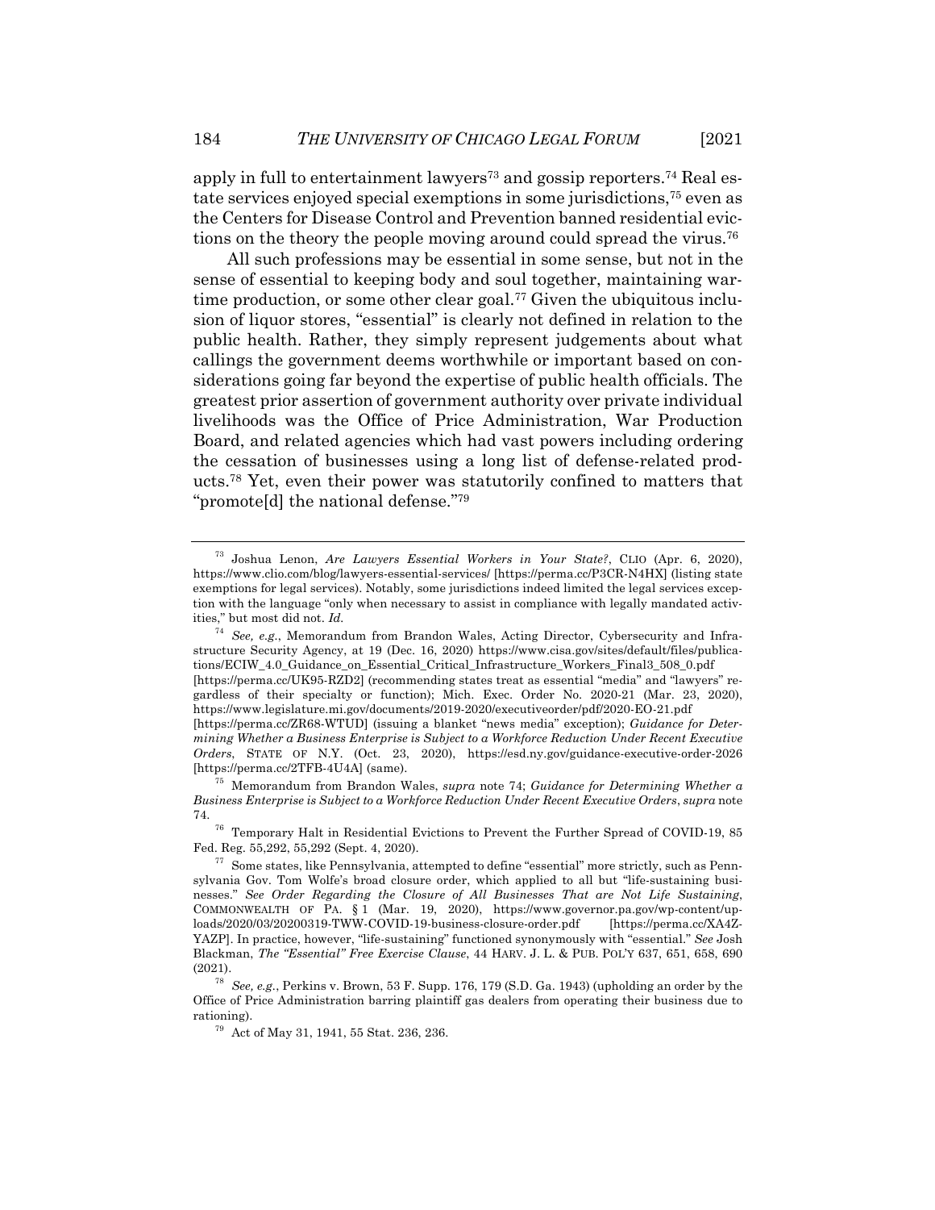apply in full to entertainment lawyers[73] and gossip reporters.[74] Real estate services enjoyed special exemptions in some jurisdictions,[75] even as the Centers for Disease Control and Prevention banned residential evictions on the theory the people moving around could spread the virus.[76]

All such professions may be essential in some sense, but not in the sense of essential to keeping body and soul together, maintaining wartime production, or some other clear goal.[77] Given the ubiquitous inclusion of liquor stores, "essential" is clearly not defined in relation to the public health. Rather, they simply represent judgements about what callings the government deems worthwhile or important based on considerations going far beyond the expertise of public health officials. The greatest prior assertion of government authority over private individual livelihoods was the Office of Price Administration, War Production Board, and related agencies which had vast powers including ordering the cessation of businesses using a long list of defense-related products.[78] Yet, even their power was statutorily confined to matters that "promote[d] the national defense."[79]

---

[73] Joshua Lenon, *Are Lawyers Essential Workers in Your State?*, CLIO (Apr. 6, 2020), https://www.clio.com/blog/lawyers-essential-services/ [https://perma.cc/P3CR-N4HX] (listing state exemptions for legal services). Notably, some jurisdictions indeed limited the legal services exception with the language "only when necessary to assist in compliance with legally mandated activities," but most did not. *Id.*

[74] *See, e.g.*, Memorandum from Brandon Wales, Acting Director, Cybersecurity and Infrastructure Security Agency, at 19 (Dec. 16, 2020) https://www.cisa.gov/sites/default/files/publications/ECIW_4.0_Guidance_on_Essential_Critical_Infrastructure_Workers_Final3_508_0.pdf [https://perma.cc/UK95-RZD2] (recommending states treat as essential "media" and "lawyers" regardless of their specialty or function); Mich. Exec. Order No. 2020-21 (Mar. 23, 2020), https://www.legislature.mi.gov/documents/2019-2020/executiveorder/pdf/2020-EO-21.pdf [https://perma.cc/ZR68-WTUD] (issuing a blanket "news media" exception); *Guidance for Determining Whether a Business Enterprise is Subject to a Workforce Reduction Under Recent Executive Orders*, STATE OF N.Y. (Oct. 23, 2020), https://esd.ny.gov/guidance-executive-order-2026 [https://perma.cc/2TFB-4U4A] (same).

[75] Memorandum from Brandon Wales, *supra* note 74; *Guidance for Determining Whether a Business Enterprise is Subject to a Workforce Reduction Under Recent Executive Orders*, *supra* note 74.

[76] Temporary Halt in Residential Evictions to Prevent the Further Spread of COVID-19, 85 Fed. Reg. 55,292, 55,292 (Sept. 4, 2020).

[77] Some states, like Pennsylvania, attempted to define "essential" more strictly, such as Pennsylvania Gov. Tom Wolfe's broad closure order, which applied to all but "life-sustaining businesses." *See Order Regarding the Closure of All Businesses That are Not Life Sustaining*, COMMONWEALTH OF PA. § 1 (Mar. 19, 2020), https://www.governor.pa.gov/wp-content/uploads/2020/03/20200319-TWW-COVID-19-business-closure-order.pdf [https://perma.cc/XA4Z-YAZP]. In practice, however, "life-sustaining" functioned synonymously with "essential." *See* Josh Blackman, *The "Essential" Free Exercise Clause*, 44 HARV. J. L. & PUB. POL'Y 637, 651, 658, 690 (2021).

[78] *See, e.g.*, Perkins v. Brown, 53 F. Supp. 176, 179 (S.D. Ga. 1943) (upholding an order by the Office of Price Administration barring plaintiff gas dealers from operating their business due to rationing).

[79] Act of May 31, 1941, 55 Stat. 236, 236.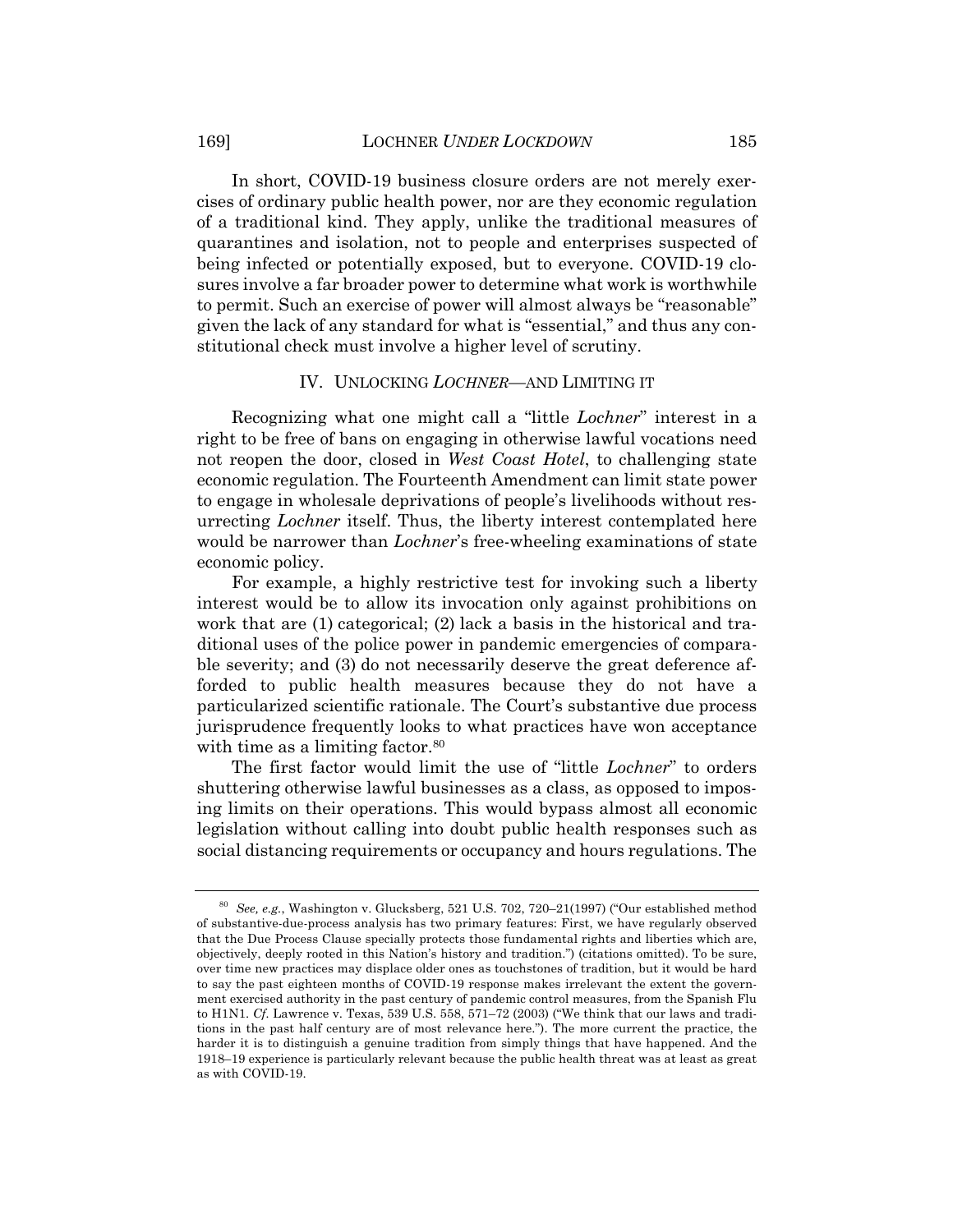In short, COVID-19 business closure orders are not merely exercises of ordinary public health power, nor are they economic regulation of a traditional kind. They apply, unlike the traditional measures of quarantines and isolation, not to people and enterprises suspected of being infected or potentially exposed, but to everyone. COVID-19 closures involve a far broader power to determine what work is worthwhile to permit. Such an exercise of power will almost always be "reasonable" given the lack of any standard for what is "essential," and thus any constitutional check must involve a higher level of scrutiny.

## IV. UNLOCKING *LOCHNER*—AND LIMITING IT

Recognizing what one might call a "little *Lochner*" interest in a right to be free of bans on engaging in otherwise lawful vocations need not reopen the door, closed in *West Coast Hotel*, to challenging state economic regulation. The Fourteenth Amendment can limit state power to engage in wholesale deprivations of people's livelihoods without resurrecting *Lochner* itself. Thus, the liberty interest contemplated here would be narrower than *Lochner*'s free-wheeling examinations of state economic policy.

For example, a highly restrictive test for invoking such a liberty interest would be to allow its invocation only against prohibitions on work that are (1) categorical; (2) lack a basis in the historical and traditional uses of the police power in pandemic emergencies of comparable severity; and (3) do not necessarily deserve the great deference afforded to public health measures because they do not have a particularized scientific rationale. The Court's substantive due process jurisprudence frequently looks to what practices have won acceptance with time as a limiting factor.[80]

The first factor would limit the use of "little *Lochner*" to orders shuttering otherwise lawful businesses as a class, as opposed to imposing limits on their operations. This would bypass almost all economic legislation without calling into doubt public health responses such as social distancing requirements or occupancy and hours regulations. The

---

[80] *See, e.g.*, Washington v. Glucksberg, 521 U.S. 702, 720–21(1997) ("Our established method of substantive-due-process analysis has two primary features: First, we have regularly observed that the Due Process Clause specially protects those fundamental rights and liberties which are, objectively, deeply rooted in this Nation's history and tradition.") (citations omitted). To be sure, over time new practices may displace older ones as touchstones of tradition, but it would be hard to say the past eighteen months of COVID-19 response makes irrelevant the extent the government exercised authority in the past century of pandemic control measures, from the Spanish Flu to H1N1. *Cf.* Lawrence v. Texas, 539 U.S. 558, 571–72 (2003) ("We think that our laws and traditions in the past half century are of most relevance here."). The more current the practice, the harder it is to distinguish a genuine tradition from simply things that have happened. And the 1918–19 experience is particularly relevant because the public health threat was at least as great as with COVID-19.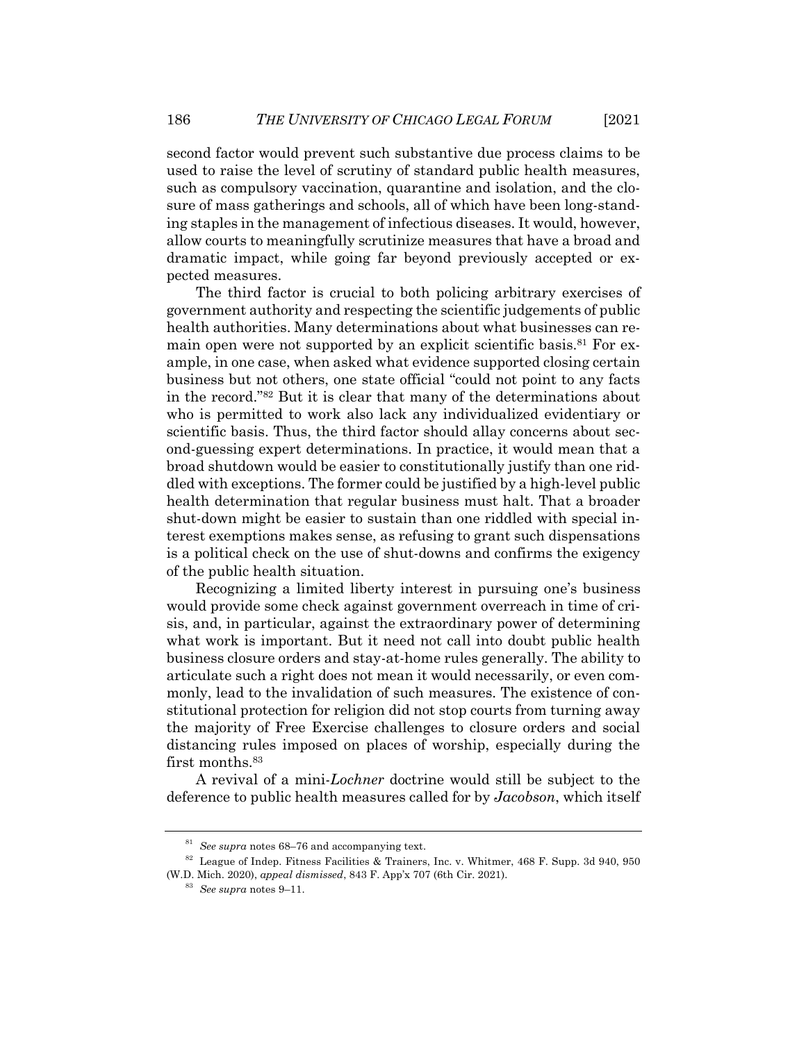second factor would prevent such substantive due process claims to be used to raise the level of scrutiny of standard public health measures, such as compulsory vaccination, quarantine and isolation, and the closure of mass gatherings and schools, all of which have been long-standing staples in the management of infectious diseases. It would, however, allow courts to meaningfully scrutinize measures that have a broad and dramatic impact, while going far beyond previously accepted or expected measures.

The third factor is crucial to both policing arbitrary exercises of government authority and respecting the scientific judgements of public health authorities. Many determinations about what businesses can remain open were not supported by an explicit scientific basis.[81] For example, in one case, when asked what evidence supported closing certain business but not others, one state official "could not point to any facts in the record."[82] But it is clear that many of the determinations about who is permitted to work also lack any individualized evidentiary or scientific basis. Thus, the third factor should allay concerns about second-guessing expert determinations. In practice, it would mean that a broad shutdown would be easier to constitutionally justify than one riddled with exceptions. The former could be justified by a high-level public health determination that regular business must halt. That a broader shut-down might be easier to sustain than one riddled with special interest exemptions makes sense, as refusing to grant such dispensations is a political check on the use of shut-downs and confirms the exigency of the public health situation.

Recognizing a limited liberty interest in pursuing one's business would provide some check against government overreach in time of crisis, and, in particular, against the extraordinary power of determining what work is important. But it need not call into doubt public health business closure orders and stay-at-home rules generally. The ability to articulate such a right does not mean it would necessarily, or even commonly, lead to the invalidation of such measures. The existence of constitutional protection for religion did not stop courts from turning away the majority of Free Exercise challenges to closure orders and social distancing rules imposed on places of worship, especially during the first months.[83]

A revival of a mini-*Lochner* doctrine would still be subject to the deference to public health measures called for by *Jacobson*, which itself

---

[81] *See supra* notes 68–76 and accompanying text.

[82] League of Indep. Fitness Facilities & Trainers, Inc. v. Whitmer, 468 F. Supp. 3d 940, 950 (W.D. Mich. 2020), *appeal dismissed*, 843 F. App'x 707 (6th Cir. 2021).

[83] *See supra* notes 9–11.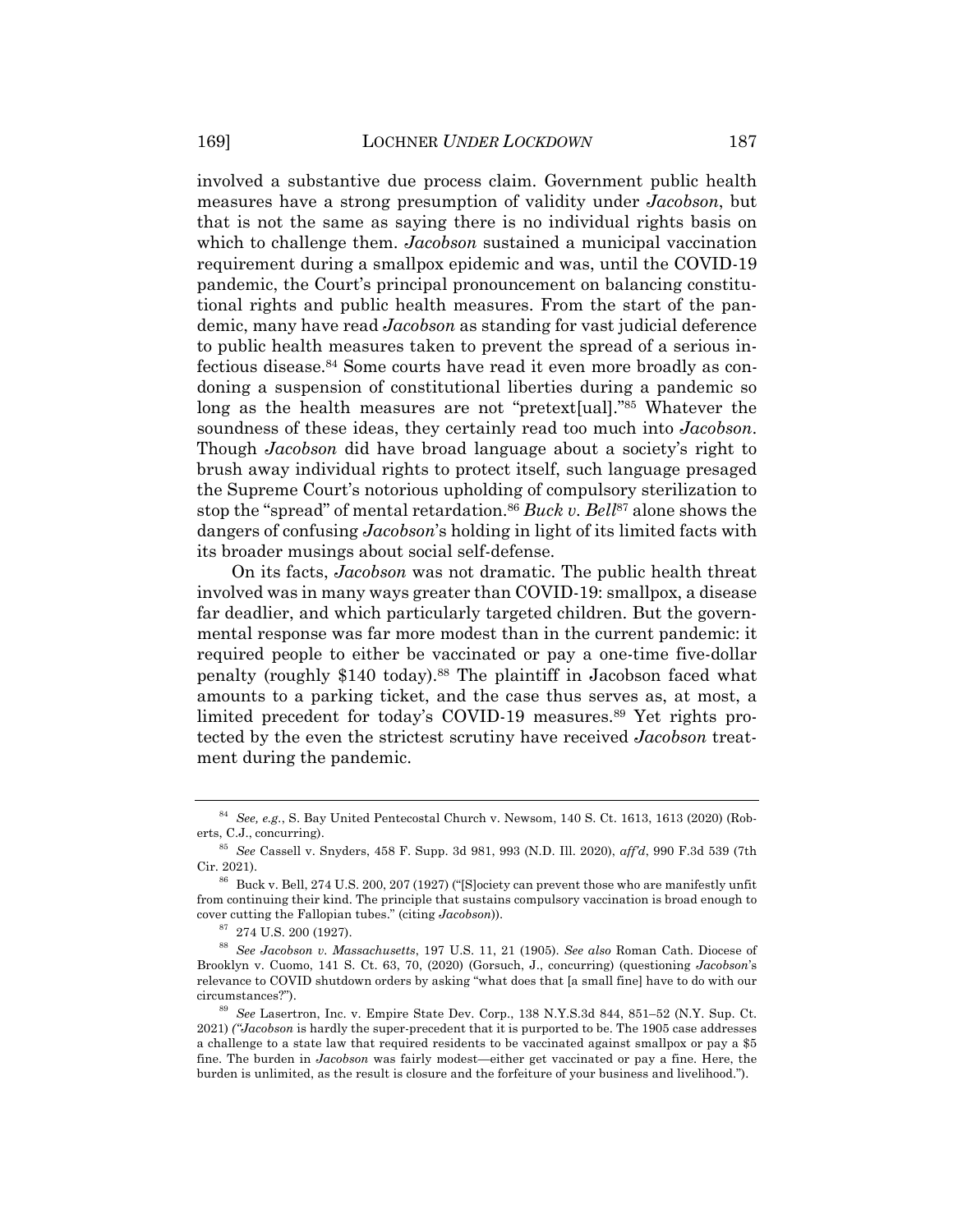involved a substantive due process claim. Government public health measures have a strong presumption of validity under *Jacobson*, but that is not the same as saying there is no individual rights basis on which to challenge them. *Jacobson* sustained a municipal vaccination requirement during a smallpox epidemic and was, until the COVID-19 pandemic, the Court's principal pronouncement on balancing constitutional rights and public health measures. From the start of the pandemic, many have read *Jacobson* as standing for vast judicial deference to public health measures taken to prevent the spread of a serious infectious disease.[84] Some courts have read it even more broadly as condoning a suspension of constitutional liberties during a pandemic so long as the health measures are not "pretext[ual]."[85] Whatever the soundness of these ideas, they certainly read too much into *Jacobson*. Though *Jacobson* did have broad language about a society's right to brush away individual rights to protect itself, such language presaged the Supreme Court's notorious upholding of compulsory sterilization to stop the "spread" of mental retardation.[86] *Buck v. Bell*[87] alone shows the dangers of confusing *Jacobson*'s holding in light of its limited facts with its broader musings about social self-defense.

On its facts, *Jacobson* was not dramatic. The public health threat involved was in many ways greater than COVID-19: smallpox, a disease far deadlier, and which particularly targeted children. But the governmental response was far more modest than in the current pandemic: it required people to either be vaccinated or pay a one-time five-dollar penalty (roughly $140 today).[88] The plaintiff in Jacobson faced what amounts to a parking ticket, and the case thus serves as, at most, a limited precedent for today's COVID-19 measures.[89] Yet rights protected by the even the strictest scrutiny have received *Jacobson* treatment during the pandemic.

---

[84] *See, e.g.*, S. Bay United Pentecostal Church v. Newsom, 140 S. Ct. 1613, 1613 (2020) (Roberts, C.J., concurring).

[85] *See* Cassell v. Snyders, 458 F. Supp. 3d 981, 993 (N.D. Ill. 2020), *aff'd*, 990 F.3d 539 (7th Cir. 2021).

[86] Buck v. Bell, 274 U.S. 200, 207 (1927) ("[S]ociety can prevent those who are manifestly unfit from continuing their kind. The principle that sustains compulsory vaccination is broad enough to cover cutting the Fallopian tubes." (citing *Jacobson*)).

[87] 274 U.S. 200 (1927).

[88] *See Jacobson v. Massachusetts*, 197 U.S. 11, 21 (1905). *See also* Roman Cath. Diocese of Brooklyn v. Cuomo, 141 S. Ct. 63, 70, (2020) (Gorsuch, J., concurring) (questioning *Jacobson*'s relevance to COVID shutdown orders by asking "what does that [a small fine] have to do with our circumstances?").

[89] *See* Lasertron, Inc. v. Empire State Dev. Corp., 138 N.Y.S.3d 844, 851–52 (N.Y. Sup. Ct. 2021) *("Jacobson* is hardly the super-precedent that it is purported to be. The 1905 case addresses a challenge to a state law that required residents to be vaccinated against smallpox or pay a $5 fine. The burden in *Jacobson* was fairly modest—either get vaccinated or pay a fine. Here, the burden is unlimited, as the result is closure and the forfeiture of your business and livelihood.").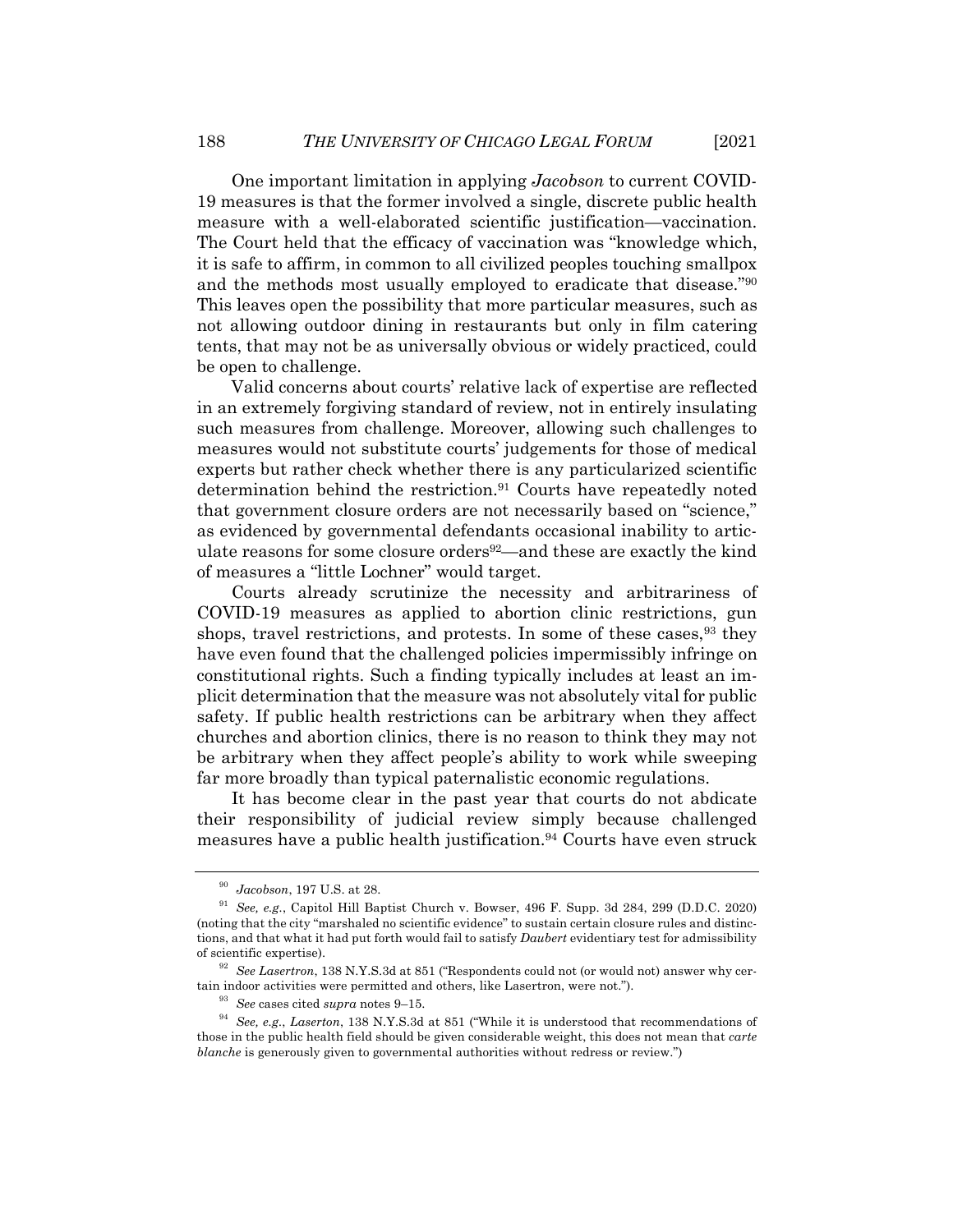One important limitation in applying *Jacobson* to current COVID-19 measures is that the former involved a single, discrete public health measure with a well-elaborated scientific justification—vaccination. The Court held that the efficacy of vaccination was "knowledge which, it is safe to affirm, in common to all civilized peoples touching smallpox and the methods most usually employed to eradicate that disease."[90] This leaves open the possibility that more particular measures, such as not allowing outdoor dining in restaurants but only in film catering tents, that may not be as universally obvious or widely practiced, could be open to challenge.

Valid concerns about courts' relative lack of expertise are reflected in an extremely forgiving standard of review, not in entirely insulating such measures from challenge. Moreover, allowing such challenges to measures would not substitute courts' judgements for those of medical experts but rather check whether there is any particularized scientific determination behind the restriction.[91] Courts have repeatedly noted that government closure orders are not necessarily based on "science," as evidenced by governmental defendants occasional inability to articulate reasons for some closure orders[92]—and these are exactly the kind of measures a "little Lochner" would target.

Courts already scrutinize the necessity and arbitrariness of COVID-19 measures as applied to abortion clinic restrictions, gun shops, travel restrictions, and protests. In some of these cases,[93] they have even found that the challenged policies impermissibly infringe on constitutional rights. Such a finding typically includes at least an implicit determination that the measure was not absolutely vital for public safety. If public health restrictions can be arbitrary when they affect churches and abortion clinics, there is no reason to think they may not be arbitrary when they affect people's ability to work while sweeping far more broadly than typical paternalistic economic regulations.

It has become clear in the past year that courts do not abdicate their responsibility of judicial review simply because challenged measures have a public health justification.[94] Courts have even struck

---

[90] *Jacobson*, 197 U.S. at 28.

[91] *See, e.g.*, Capitol Hill Baptist Church v. Bowser, 496 F. Supp. 3d 284, 299 (D.D.C. 2020) (noting that the city "marshaled no scientific evidence" to sustain certain closure rules and distinctions, and that what it had put forth would fail to satisfy *Daubert* evidentiary test for admissibility of scientific expertise).

[92] *See Lasertron*, 138 N.Y.S.3d at 851 ("Respondents could not (or would not) answer why certain indoor activities were permitted and others, like Lasertron, were not.").

[93] *See* cases cited *supra* notes 9–15.

[94] *See, e.g.*, *Laserton*, 138 N.Y.S.3d at 851 ("While it is understood that recommendations of those in the public health field should be given considerable weight, this does not mean that *carte blanche* is generously given to governmental authorities without redress or review.")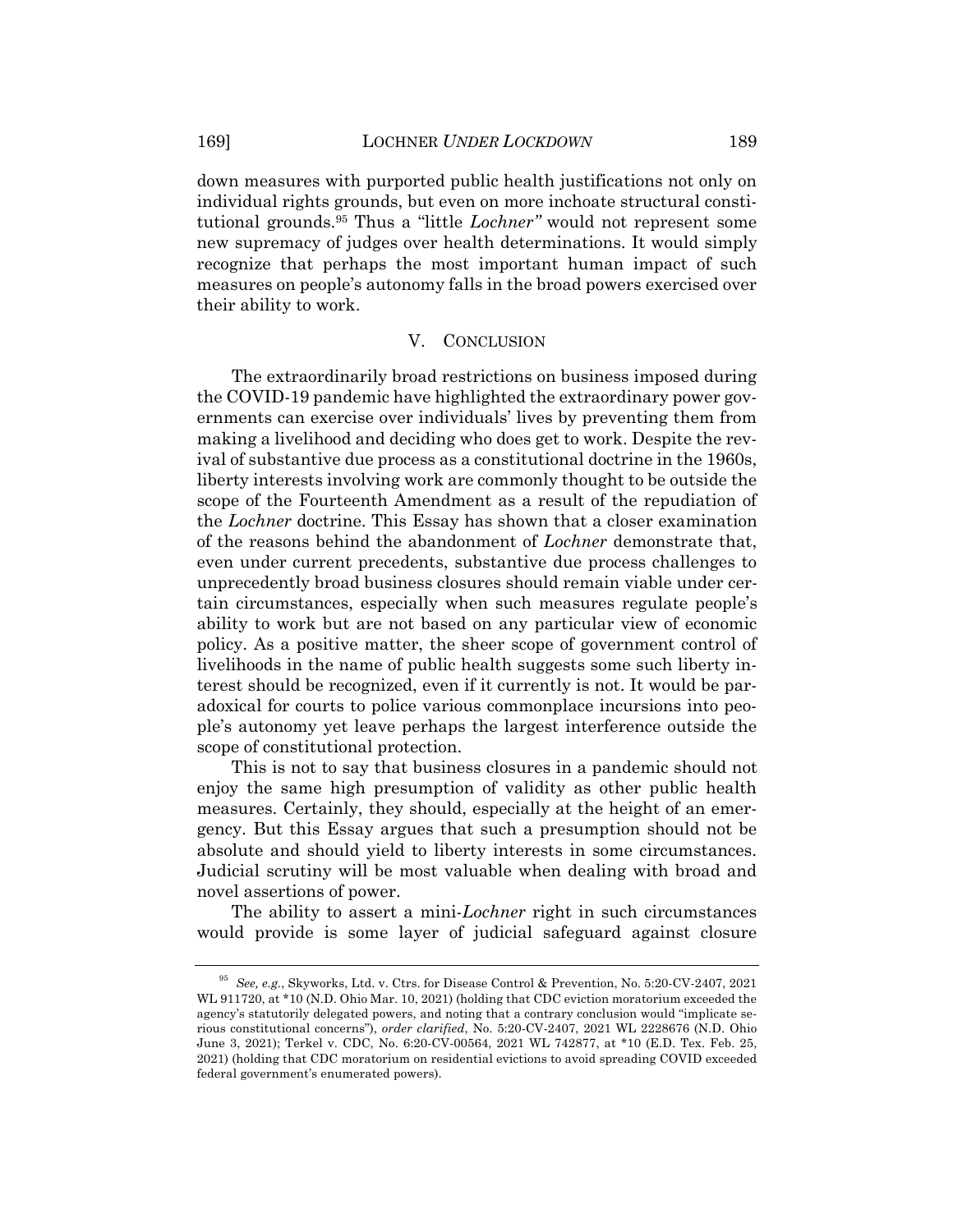down measures with purported public health justifications not only on individual rights grounds, but even on more inchoate structural constitutional grounds.[95] Thus a "little *Lochner"* would not represent some new supremacy of judges over health determinations. It would simply recognize that perhaps the most important human impact of such measures on people's autonomy falls in the broad powers exercised over their ability to work.

## V. CONCLUSION

The extraordinarily broad restrictions on business imposed during the COVID-19 pandemic have highlighted the extraordinary power governments can exercise over individuals' lives by preventing them from making a livelihood and deciding who does get to work. Despite the revival of substantive due process as a constitutional doctrine in the 1960s, liberty interests involving work are commonly thought to be outside the scope of the Fourteenth Amendment as a result of the repudiation of the *Lochner* doctrine. This Essay has shown that a closer examination of the reasons behind the abandonment of *Lochner* demonstrate that, even under current precedents, substantive due process challenges to unprecedently broad business closures should remain viable under certain circumstances, especially when such measures regulate people's ability to work but are not based on any particular view of economic policy. As a positive matter, the sheer scope of government control of livelihoods in the name of public health suggests some such liberty interest should be recognized, even if it currently is not. It would be paradoxical for courts to police various commonplace incursions into people's autonomy yet leave perhaps the largest interference outside the scope of constitutional protection.

This is not to say that business closures in a pandemic should not enjoy the same high presumption of validity as other public health measures. Certainly, they should, especially at the height of an emergency. But this Essay argues that such a presumption should not be absolute and should yield to liberty interests in some circumstances. Judicial scrutiny will be most valuable when dealing with broad and novel assertions of power.

The ability to assert a mini-*Lochner* right in such circumstances would provide is some layer of judicial safeguard against closure

[95] *See, e.g.*, Skyworks, Ltd. v. Ctrs. for Disease Control & Prevention, No. 5:20-CV-2407, 2021 WL 911720, at *10 (N.D. Ohio Mar. 10, 2021) (holding that CDC eviction moratorium exceeded the agency's statutorily delegated powers, and noting that a contrary conclusion would "implicate serious constitutional concerns"), *order clarified*, No. 5:20-CV-2407, 2021 WL 2228676 (N.D. Ohio June 3, 2021); Terkel v. CDC, No. 6:20-CV-00564, 2021 WL 742877, at *10 (E.D. Tex. Feb. 25, 2021) (holding that CDC moratorium on residential evictions to avoid spreading COVID exceeded federal government's enumerated powers).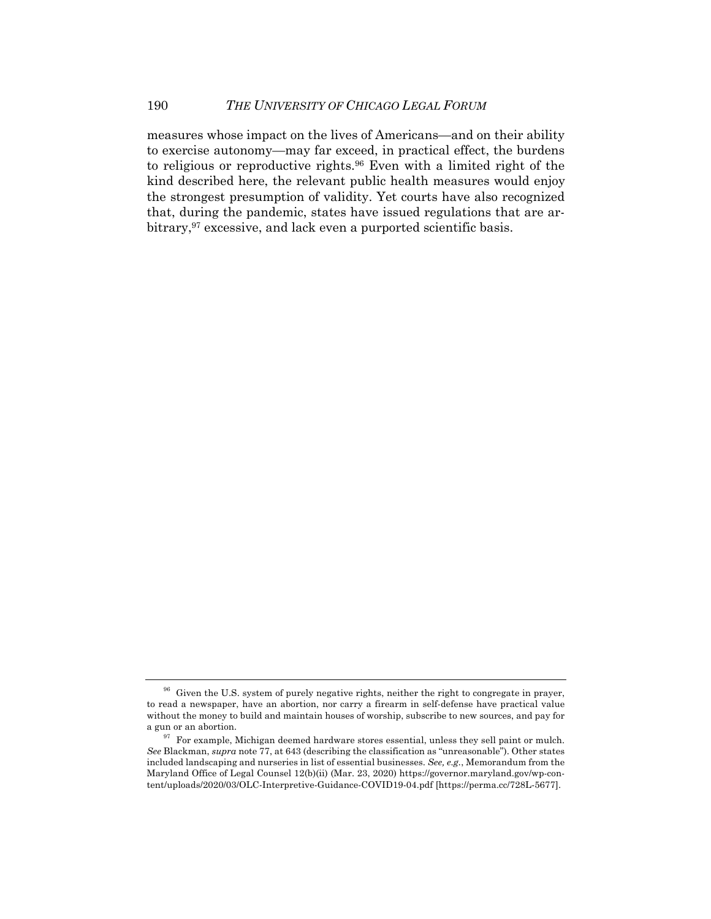measures whose impact on the lives of Americans—and on their ability to exercise autonomy—may far exceed, in practical effect, the burdens to religious or reproductive rights.[96] Even with a limited right of the kind described here, the relevant public health measures would enjoy the strongest presumption of validity. Yet courts have also recognized that, during the pandemic, states have issued regulations that are arbitrary,[97] excessive, and lack even a purported scientific basis.

---

[96] Given the U.S. system of purely negative rights, neither the right to congregate in prayer, to read a newspaper, have an abortion, nor carry a firearm in self-defense have practical value without the money to build and maintain houses of worship, subscribe to new sources, and pay for a gun or an abortion.

[97] For example, Michigan deemed hardware stores essential, unless they sell paint or mulch. *See* Blackman, *supra* note 77, at 643 (describing the classification as "unreasonable"). Other states included landscaping and nurseries in list of essential businesses. *See, e.g.*, Memorandum from the Maryland Office of Legal Counsel 12(b)(ii) (Mar. 23, 2020) https://governor.maryland.gov/wp-content/uploads/2020/03/OLC-Interpretive-Guidance-COVID19-04.pdf [https://perma.cc/728L-5677].